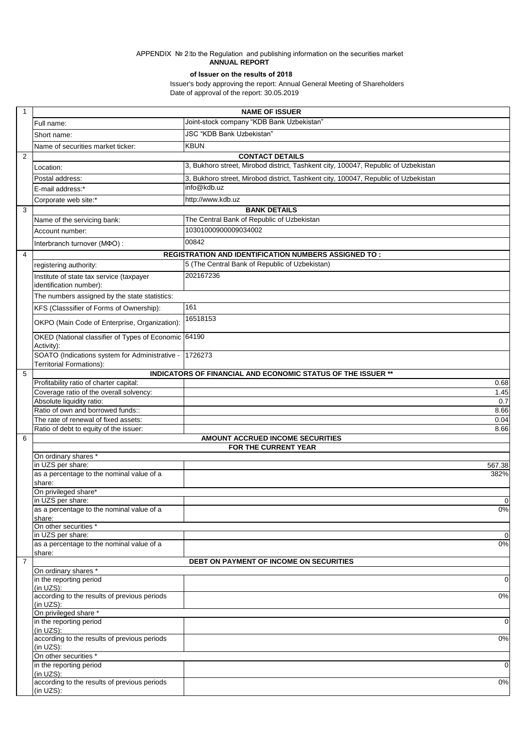APPENDIX № 2 to the Regulation and publishing information on the securities market

**ANNUAL REPORT**

**of Issuer on the results of 2018**

Issuer's body approving the report: Annual General Meeting of Shareholders

Date of approval of the report: 30.05.2019

| 1 | **NAME OF ISSUER** | |
|---|---|---|
| | Full name: | Joint-stock company "KDB Bank Uzbekistan" |
| | Short name: | JSC "KDB Bank Uzbekistan" |
| | Name of securities market ticker: | KBUN |
| 2 | **CONTACT DETAILS** | |
| | Location: | 3, Bukhoro street, Mirobod district, Tashkent city, 100047, Republic of Uzbekistan |
| | Postal address: | 3, Bukhoro street, Mirobod district, Tashkent city, 100047, Republic of Uzbekistan |
| | E-mail address:* | info@kdb.uz |
| | Corporate web site:* | http://www.kdb.uz |
| 3 | **BANK DETAILS** | |
| | Name of the servicing bank: | The Central Bank of Republic of Uzbekistan |
| | Account number: | 10301000900009034002 |
| | Interbranch turnover (МФО) : | 00842 |
| 4 | **REGISTRATION AND IDENTIFICATION NUMBERS ASSIGNED TO :** | |
| | registering authority: | 5 (The Central Bank of Republic of Uzbekistan) |
| | Institute of state tax service (taxpayer identification number): | 202167236 |
| | The numbers assigned by the state statistics: | |
| | KFS (Classsifier of Forms of Ownership): | 161 |
| | OKPO (Main Code of Enterprise, Organization): | 16518153 |
| | OKED (National classifier of Types of Economic Activity): | 64190 |
| | SOATO (Indications system for Administrative - Territorial Formations): | 1726273 |
| 5 | **INDICATORS OF FINANCIAL AND ECONOMIC STATUS OF THE ISSUER **** | |
| | Profitability ratio of charter capital: | 0.68 |
| | Coverage ratio of the overall solvency: | 1.45 |
| | Absolute liquidity ratio: | 0.7 |
| | Ratio of own and borrowed funds:: | 8.66 |
| | The rate of renewal of fixed assets: | 0.04 |
| | Ratio of debt to equity of the issuer: | 8.66 |
| 6 | **AMOUNT ACCRUED INCOME SECURITIES FOR THE CURRENT YEAR** | |
| | On ordinary shares * | |
| | in UZS per share: | 567.38 |
| | as a percentage to the nominal value of a share: | 382% |
| | On privileged share* | |
| | in UZS per share: | 0 |
| | as a percentage to the nominal value of a share: | 0% |
| | On other securities * | |
| | in UZS per share: | 0 |
| | as a percentage to the nominal value of a share: | 0% |
| 7 | **DEBT ON PAYMENT OF INCOME ON SECURITIES** | |
| | On ordinary shares * | |
| | in the reporting period (in UZS): | 0 |
| | according to the results of previous periods (in UZS): | 0% |
| | On privileged share * | |
| | in the reporting period (in UZS): | 0 |
| | according to the results of previous periods (in UZS): | 0% |
| | On other securities * | |
| | in the reporting period (in UZS): | 0 |
| | according to the results of previous periods (in UZS): | 0% |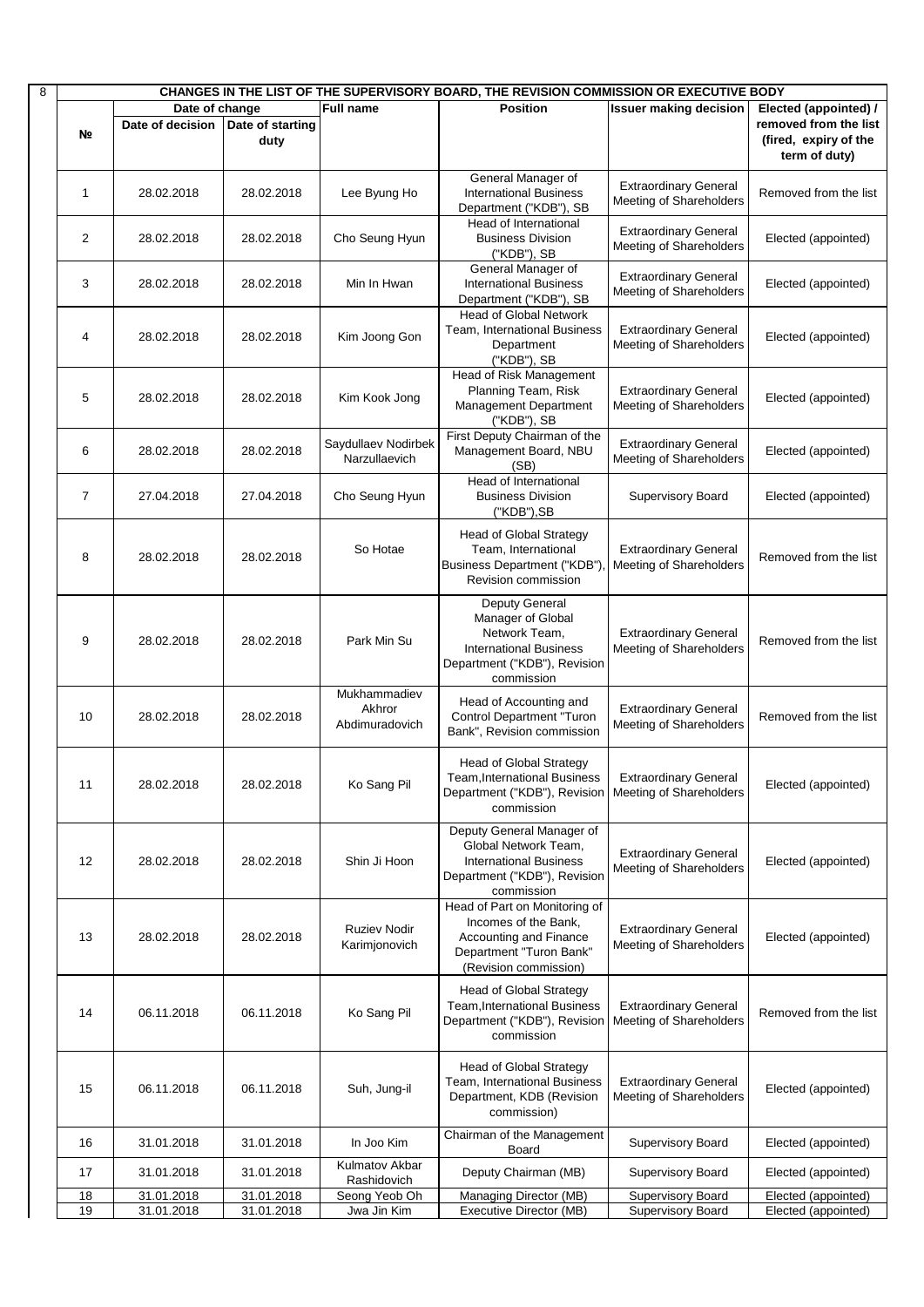| 8 | CHANGES IN THE LIST OF THE SUPERVISORY BOARD, THE REVISION COMMISSION OR EXECUTIVE BODY | | | | | |
|---|---|---|---|---|---|---|
| № | Date of change | | Full name | Position | Issuer making decision | Elected (appointed) / removed from the list (fired, expiry of the term of duty) |
| | Date of decision | Date of starting duty | | | | |
| 1 | 28.02.2018 | 28.02.2018 | Lee Byung Ho | General Manager of International Business Department ("KDB"), SB | Extraordinary General Meeting of Shareholders | Removed from the list |
| 2 | 28.02.2018 | 28.02.2018 | Cho Seung Hyun | Head of International Business Division ("KDB"), SB | Extraordinary General Meeting of Shareholders | Elected (appointed) |
| 3 | 28.02.2018 | 28.02.2018 | Min In Hwan | General Manager of International Business Department ("KDB"), SB | Extraordinary General Meeting of Shareholders | Elected (appointed) |
| 4 | 28.02.2018 | 28.02.2018 | Kim Joong Gon | Head of Global Network Team, International Business Department ("KDB"), SB | Extraordinary General Meeting of Shareholders | Elected (appointed) |
| 5 | 28.02.2018 | 28.02.2018 | Kim Kook Jong | Head of Risk Management Planning Team, Risk Management Department ("KDB"), SB | Extraordinary General Meeting of Shareholders | Elected (appointed) |
| 6 | 28.02.2018 | 28.02.2018 | Saydullaev Nodirbek Narzullaevich | First Deputy Chairman of the Management Board, NBU (SB) | Extraordinary General Meeting of Shareholders | Elected (appointed) |
| 7 | 27.04.2018 | 27.04.2018 | Cho Seung Hyun | Head of International Business Division ("KDB"),SB | Supervisory Board | Elected (appointed) |
| 8 | 28.02.2018 | 28.02.2018 | So Hotae | Head of Global Strategy Team, International Business Department ("KDB"), Revision commission | Extraordinary General Meeting of Shareholders | Removed from the list |
| 9 | 28.02.2018 | 28.02.2018 | Park Min Su | Deputy General Manager of Global Network Team, International Business Department ("KDB"), Revision commission | Extraordinary General Meeting of Shareholders | Removed from the list |
| 10 | 28.02.2018 | 28.02.2018 | Mukhammadiev Akhror Abdimuradovich | Head of Accounting and Control Department "Turon Bank", Revision commission | Extraordinary General Meeting of Shareholders | Removed from the list |
| 11 | 28.02.2018 | 28.02.2018 | Ko Sang Pil | Head of Global Strategy Team,International Business Department ("KDB"), Revision commission | Extraordinary General Meeting of Shareholders | Elected (appointed) |
| 12 | 28.02.2018 | 28.02.2018 | Shin Ji Hoon | Deputy General Manager of Global Network Team, International Business Department ("KDB"), Revision commission | Extraordinary General Meeting of Shareholders | Elected (appointed) |
| 13 | 28.02.2018 | 28.02.2018 | Ruziev Nodir Karimjonovich | Head of Part on Monitoring of Incomes of the Bank, Accounting and Finance Department "Turon Bank" (Revision commission) | Extraordinary General Meeting of Shareholders | Elected (appointed) |
| 14 | 06.11.2018 | 06.11.2018 | Ko Sang Pil | Head of Global Strategy Team,International Business Department ("KDB"), Revision commission | Extraordinary General Meeting of Shareholders | Removed from the list |
| 15 | 06.11.2018 | 06.11.2018 | Suh, Jung-il | Head of Global Strategy Team, International Business Department, KDB (Revision commission) | Extraordinary General Meeting of Shareholders | Elected (appointed) |
| 16 | 31.01.2018 | 31.01.2018 | In Joo Kim | Chairman of the Management Board | Supervisory Board | Elected (appointed) |
| 17 | 31.01.2018 | 31.01.2018 | Kulmatov Akbar Rashidovich | Deputy Chairman (MB) | Supervisory Board | Elected (appointed) |
| 18 | 31.01.2018 | 31.01.2018 | Seong Yeob Oh | Managing Director (MB) | Supervisory Board | Elected (appointed) |
| 19 | 31.01.2018 | 31.01.2018 | Jwa Jin Kim | Executive Director (MB) | Supervisory Board | Elected (appointed) |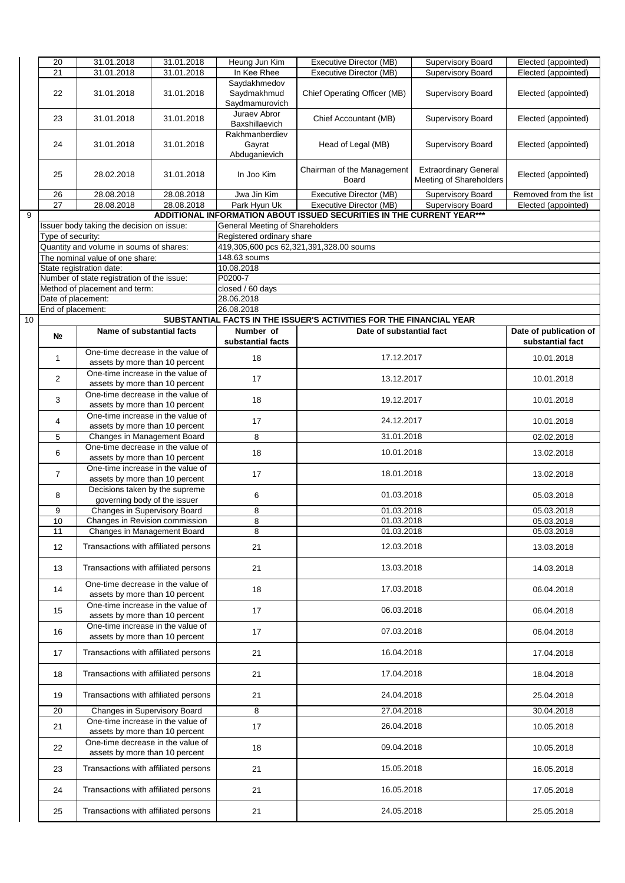| | | | | | | |
|---|---|---|---|---|---|---|
| 20 | 31.01.2018 | 31.01.2018 | Heung Jun Kim | Executive Director (MB) | Supervisory Board | Elected (appointed) |
| 21 | 31.01.2018 | 31.01.2018 | In Kee Rhee | Executive Director (MB) | Supervisory Board | Elected (appointed) |
| 22 | 31.01.2018 | 31.01.2018 | Saydakhmedov Saydmakhmud Saydmamurovich | Chief Operating Officer (MB) | Supervisory Board | Elected (appointed) |
| 23 | 31.01.2018 | 31.01.2018 | Juraev Abror Baxshillaevich | Chief Accountant (MB) | Supervisory Board | Elected (appointed) |
| 24 | 31.01.2018 | 31.01.2018 | Rakhmanberdiev Gayrat Abduganievich | Head of Legal (MB) | Supervisory Board | Elected (appointed) |
| 25 | 28.02.2018 | 31.01.2018 | In Joo Kim | Chairman of the Management Board | Extraordinary General Meeting of Shareholders | Elected (appointed) |
| 26 | 28.08.2018 | 28.08.2018 | Jwa Jin Kim | Executive Director (MB) | Supervisory Board | Removed from the list |
| 27 | 28.08.2018 | 28.08.2018 | Park Hyun Uk | Executive Director (MB) | Supervisory Board | Elected (appointed) |

**9 ADDITIONAL INFORMATION ABOUT ISSUED SECURITIES IN THE CURRENT YEAR*****

| | |
|---|---|
| Issuer body taking the decision on issue: | General Meeting of Shareholders |
| Type of security: | Registered ordinary share |
| Quantity and volume in soums of shares: | 419,305,600 pcs 62,321,391,328.00 soums |
| The nominal value of one share: | 148.63 soums |
| State registration date: | 10.08.2018 |
| Number of state registration of the issue: | P0200-7 |
| Method of placement and term: | closed / 60 days |
| Date of placement: | 28.06.2018 |
| End of placement: | 26.08.2018 |

**10 SUBSTANTIAL FACTS IN THE ISSUER'S ACTIVITIES FOR THE FINANCIAL YEAR**

| № | Name of substantial facts | Number of substantial facts | Date of substantial fact | Date of publication of substantial fact |
|---|---|---|---|---|
| 1 | One-time decrease in the value of assets by more than 10 percent | 18 | 17.12.2017 | 10.01.2018 |
| 2 | One-time increase in the value of assets by more than 10 percent | 17 | 13.12.2017 | 10.01.2018 |
| 3 | One-time decrease in the value of assets by more than 10 percent | 18 | 19.12.2017 | 10.01.2018 |
| 4 | One-time increase in the value of assets by more than 10 percent | 17 | 24.12.2017 | 10.01.2018 |
| 5 | Changes in Management Board | 8 | 31.01.2018 | 02.02.2018 |
| 6 | One-time decrease in the value of assets by more than 10 percent | 18 | 10.01.2018 | 13.02.2018 |
| 7 | One-time increase in the value of assets by more than 10 percent | 17 | 18.01.2018 | 13.02.2018 |
| 8 | Decisions taken by the supreme governing body of the issuer | 6 | 01.03.2018 | 05.03.2018 |
| 9 | Changes in Supervisory Board | 8 | 01.03.2018 | 05.03.2018 |
| 10 | Changes in Revision commission | 8 | 01.03.2018 | 05.03.2018 |
| 11 | Changes in Management Board | 8 | 01.03.2018 | 05.03.2018 |
| 12 | Transactions with affiliated persons | 21 | 12.03.2018 | 13.03.2018 |
| 13 | Transactions with affiliated persons | 21 | 13.03.2018 | 14.03.2018 |
| 14 | One-time decrease in the value of assets by more than 10 percent | 18 | 17.03.2018 | 06.04.2018 |
| 15 | One-time increase in the value of assets by more than 10 percent | 17 | 06.03.2018 | 06.04.2018 |
| 16 | One-time increase in the value of assets by more than 10 percent | 17 | 07.03.2018 | 06.04.2018 |
| 17 | Transactions with affiliated persons | 21 | 16.04.2018 | 17.04.2018 |
| 18 | Transactions with affiliated persons | 21 | 17.04.2018 | 18.04.2018 |
| 19 | Transactions with affiliated persons | 21 | 24.04.2018 | 25.04.2018 |
| 20 | Changes in Supervisory Board | 8 | 27.04.2018 | 30.04.2018 |
| 21 | One-time increase in the value of assets by more than 10 percent | 17 | 26.04.2018 | 10.05.2018 |
| 22 | One-time decrease in the value of assets by more than 10 percent | 18 | 09.04.2018 | 10.05.2018 |
| 23 | Transactions with affiliated persons | 21 | 15.05.2018 | 16.05.2018 |
| 24 | Transactions with affiliated persons | 21 | 16.05.2018 | 17.05.2018 |
| 25 | Transactions with affiliated persons | 21 | 24.05.2018 | 25.05.2018 |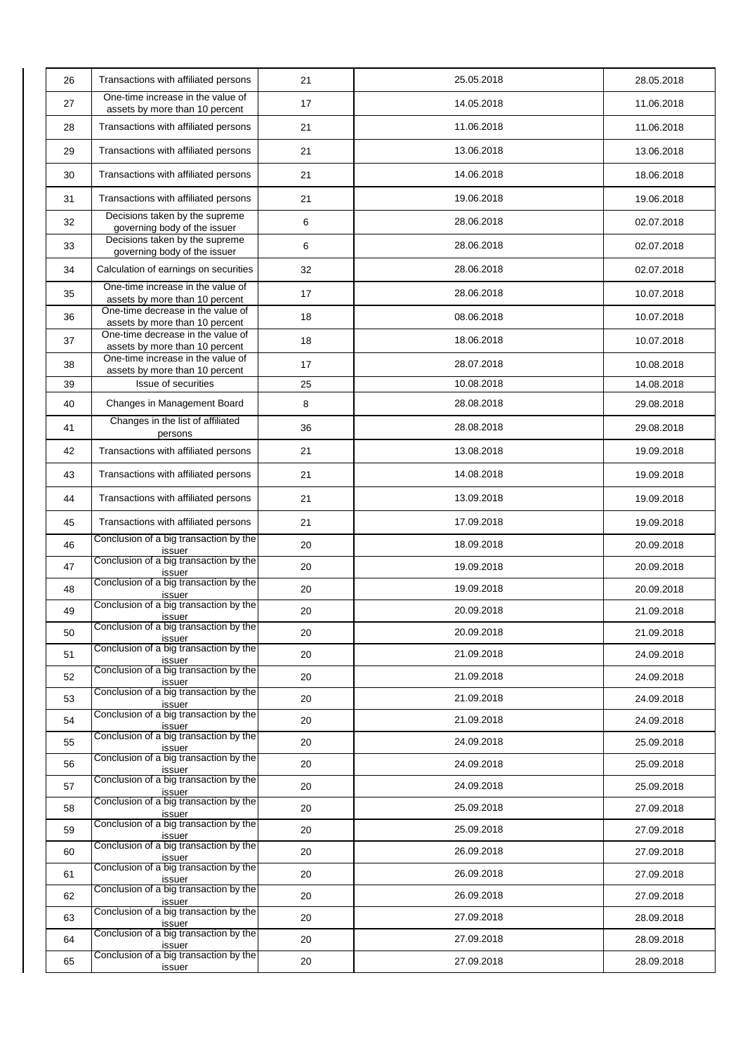| 26 | Transactions with affiliated persons | 21 | 25.05.2018 | 28.05.2018 |
|---|---|---|---|---|
| 27 | One-time increase in the value of assets by more than 10 percent | 17 | 14.05.2018 | 11.06.2018 |
| 28 | Transactions with affiliated persons | 21 | 11.06.2018 | 11.06.2018 |
| 29 | Transactions with affiliated persons | 21 | 13.06.2018 | 13.06.2018 |
| 30 | Transactions with affiliated persons | 21 | 14.06.2018 | 18.06.2018 |
| 31 | Transactions with affiliated persons | 21 | 19.06.2018 | 19.06.2018 |
| 32 | Decisions taken by the supreme governing body of the issuer | 6 | 28.06.2018 | 02.07.2018 |
| 33 | Decisions taken by the supreme governing body of the issuer | 6 | 28.06.2018 | 02.07.2018 |
| 34 | Calculation of earnings on securities | 32 | 28.06.2018 | 02.07.2018 |
| 35 | One-time increase in the value of assets by more than 10 percent | 17 | 28.06.2018 | 10.07.2018 |
| 36 | One-time decrease in the value of assets by more than 10 percent | 18 | 08.06.2018 | 10.07.2018 |
| 37 | One-time decrease in the value of assets by more than 10 percent | 18 | 18.06.2018 | 10.07.2018 |
| 38 | One-time increase in the value of assets by more than 10 percent | 17 | 28.07.2018 | 10.08.2018 |
| 39 | Issue of securities | 25 | 10.08.2018 | 14.08.2018 |
| 40 | Changes in Management Board | 8 | 28.08.2018 | 29.08.2018 |
| 41 | Changes in the list of affiliated persons | 36 | 28.08.2018 | 29.08.2018 |
| 42 | Transactions with affiliated persons | 21 | 13.08.2018 | 19.09.2018 |
| 43 | Transactions with affiliated persons | 21 | 14.08.2018 | 19.09.2018 |
| 44 | Transactions with affiliated persons | 21 | 13.09.2018 | 19.09.2018 |
| 45 | Transactions with affiliated persons | 21 | 17.09.2018 | 19.09.2018 |
| 46 | Conclusion of a big transaction by the issuer | 20 | 18.09.2018 | 20.09.2018 |
| 47 | Conclusion of a big transaction by the issuer | 20 | 19.09.2018 | 20.09.2018 |
| 48 | Conclusion of a big transaction by the issuer | 20 | 19.09.2018 | 20.09.2018 |
| 49 | Conclusion of a big transaction by the issuer | 20 | 20.09.2018 | 21.09.2018 |
| 50 | Conclusion of a big transaction by the issuer | 20 | 20.09.2018 | 21.09.2018 |
| 51 | Conclusion of a big transaction by the issuer | 20 | 21.09.2018 | 24.09.2018 |
| 52 | Conclusion of a big transaction by the issuer | 20 | 21.09.2018 | 24.09.2018 |
| 53 | Conclusion of a big transaction by the issuer | 20 | 21.09.2018 | 24.09.2018 |
| 54 | Conclusion of a big transaction by the issuer | 20 | 21.09.2018 | 24.09.2018 |
| 55 | Conclusion of a big transaction by the issuer | 20 | 24.09.2018 | 25.09.2018 |
| 56 | Conclusion of a big transaction by the issuer | 20 | 24.09.2018 | 25.09.2018 |
| 57 | Conclusion of a big transaction by the issuer | 20 | 24.09.2018 | 25.09.2018 |
| 58 | Conclusion of a big transaction by the issuer | 20 | 25.09.2018 | 27.09.2018 |
| 59 | Conclusion of a big transaction by the issuer | 20 | 25.09.2018 | 27.09.2018 |
| 60 | Conclusion of a big transaction by the issuer | 20 | 26.09.2018 | 27.09.2018 |
| 61 | Conclusion of a big transaction by the issuer | 20 | 26.09.2018 | 27.09.2018 |
| 62 | Conclusion of a big transaction by the issuer | 20 | 26.09.2018 | 27.09.2018 |
| 63 | Conclusion of a big transaction by the issuer | 20 | 27.09.2018 | 28.09.2018 |
| 64 | Conclusion of a big transaction by the issuer | 20 | 27.09.2018 | 28.09.2018 |
| 65 | Conclusion of a big transaction by the issuer | 20 | 27.09.2018 | 28.09.2018 |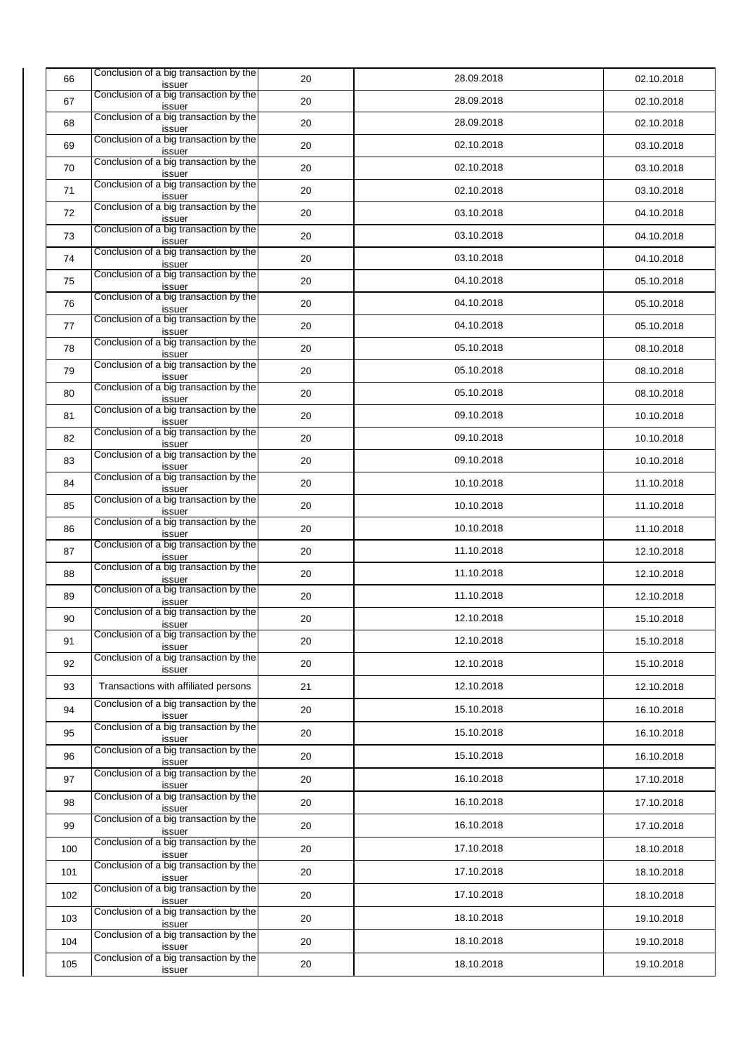| | | | | |
|---|---|---|---|---|
| 66 | Conclusion of a big transaction by the issuer | 20 | 28.09.2018 | 02.10.2018 |
| 67 | Conclusion of a big transaction by the issuer | 20 | 28.09.2018 | 02.10.2018 |
| 68 | Conclusion of a big transaction by the issuer | 20 | 28.09.2018 | 02.10.2018 |
| 69 | Conclusion of a big transaction by the issuer | 20 | 02.10.2018 | 03.10.2018 |
| 70 | Conclusion of a big transaction by the issuer | 20 | 02.10.2018 | 03.10.2018 |
| 71 | Conclusion of a big transaction by the issuer | 20 | 02.10.2018 | 03.10.2018 |
| 72 | Conclusion of a big transaction by the issuer | 20 | 03.10.2018 | 04.10.2018 |
| 73 | Conclusion of a big transaction by the issuer | 20 | 03.10.2018 | 04.10.2018 |
| 74 | Conclusion of a big transaction by the issuer | 20 | 03.10.2018 | 04.10.2018 |
| 75 | Conclusion of a big transaction by the issuer | 20 | 04.10.2018 | 05.10.2018 |
| 76 | Conclusion of a big transaction by the issuer | 20 | 04.10.2018 | 05.10.2018 |
| 77 | Conclusion of a big transaction by the issuer | 20 | 04.10.2018 | 05.10.2018 |
| 78 | Conclusion of a big transaction by the issuer | 20 | 05.10.2018 | 08.10.2018 |
| 79 | Conclusion of a big transaction by the issuer | 20 | 05.10.2018 | 08.10.2018 |
| 80 | Conclusion of a big transaction by the issuer | 20 | 05.10.2018 | 08.10.2018 |
| 81 | Conclusion of a big transaction by the issuer | 20 | 09.10.2018 | 10.10.2018 |
| 82 | Conclusion of a big transaction by the issuer | 20 | 09.10.2018 | 10.10.2018 |
| 83 | Conclusion of a big transaction by the issuer | 20 | 09.10.2018 | 10.10.2018 |
| 84 | Conclusion of a big transaction by the issuer | 20 | 10.10.2018 | 11.10.2018 |
| 85 | Conclusion of a big transaction by the issuer | 20 | 10.10.2018 | 11.10.2018 |
| 86 | Conclusion of a big transaction by the issuer | 20 | 10.10.2018 | 11.10.2018 |
| 87 | Conclusion of a big transaction by the issuer | 20 | 11.10.2018 | 12.10.2018 |
| 88 | Conclusion of a big transaction by the issuer | 20 | 11.10.2018 | 12.10.2018 |
| 89 | Conclusion of a big transaction by the issuer | 20 | 11.10.2018 | 12.10.2018 |
| 90 | Conclusion of a big transaction by the issuer | 20 | 12.10.2018 | 15.10.2018 |
| 91 | Conclusion of a big transaction by the issuer | 20 | 12.10.2018 | 15.10.2018 |
| 92 | Conclusion of a big transaction by the issuer | 20 | 12.10.2018 | 15.10.2018 |
| 93 | Transactions with affiliated persons | 21 | 12.10.2018 | 12.10.2018 |
| 94 | Conclusion of a big transaction by the issuer | 20 | 15.10.2018 | 16.10.2018 |
| 95 | Conclusion of a big transaction by the issuer | 20 | 15.10.2018 | 16.10.2018 |
| 96 | Conclusion of a big transaction by the issuer | 20 | 15.10.2018 | 16.10.2018 |
| 97 | Conclusion of a big transaction by the issuer | 20 | 16.10.2018 | 17.10.2018 |
| 98 | Conclusion of a big transaction by the issuer | 20 | 16.10.2018 | 17.10.2018 |
| 99 | Conclusion of a big transaction by the issuer | 20 | 16.10.2018 | 17.10.2018 |
| 100 | Conclusion of a big transaction by the issuer | 20 | 17.10.2018 | 18.10.2018 |
| 101 | Conclusion of a big transaction by the issuer | 20 | 17.10.2018 | 18.10.2018 |
| 102 | Conclusion of a big transaction by the issuer | 20 | 17.10.2018 | 18.10.2018 |
| 103 | Conclusion of a big transaction by the issuer | 20 | 18.10.2018 | 19.10.2018 |
| 104 | Conclusion of a big transaction by the issuer | 20 | 18.10.2018 | 19.10.2018 |
| 105 | Conclusion of a big transaction by the issuer | 20 | 18.10.2018 | 19.10.2018 |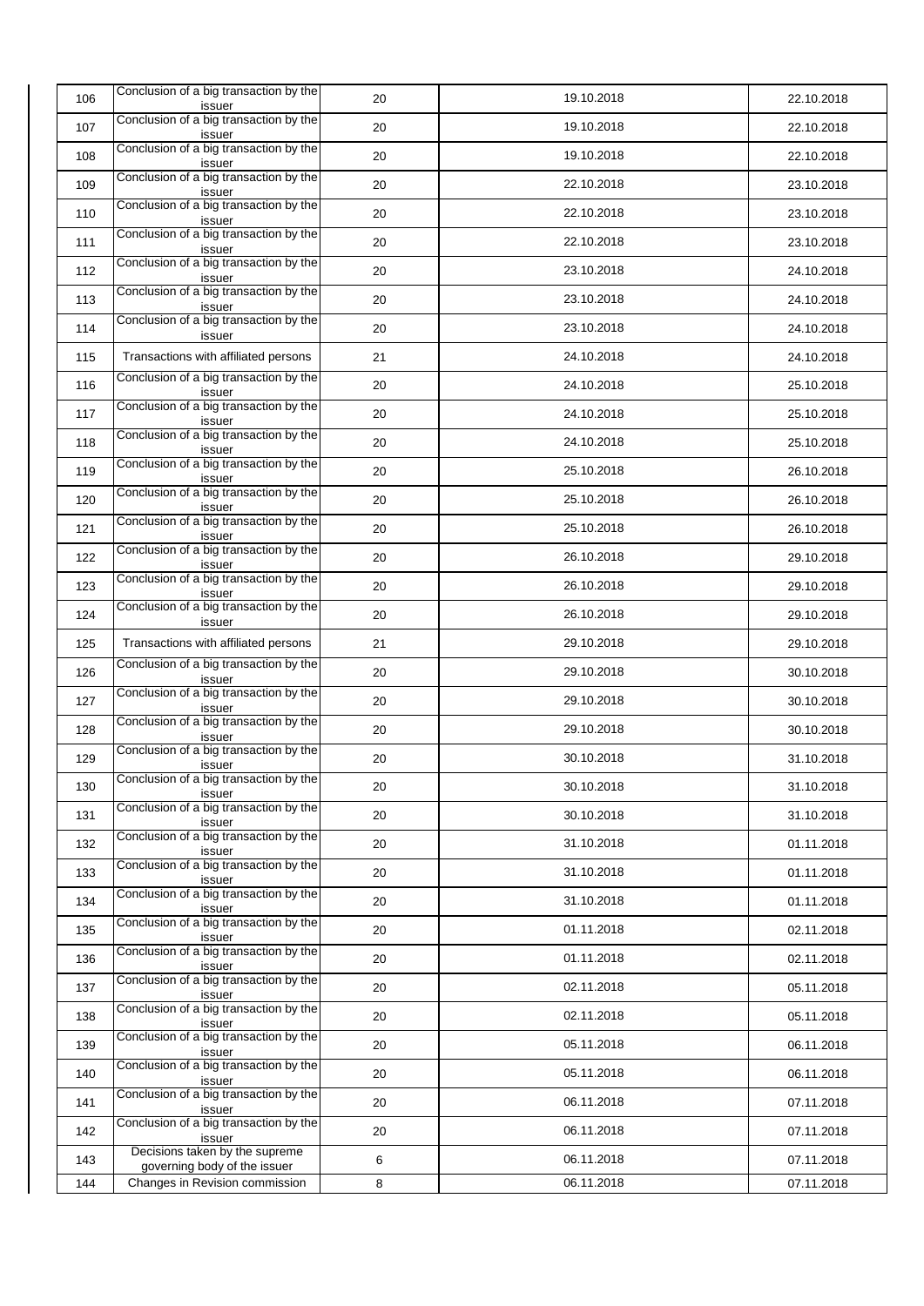| 106 | Conclusion of a big transaction by the issuer | 20 | 19.10.2018 | 22.10.2018 |
|---|---|---|---|---|
| 107 | Conclusion of a big transaction by the issuer | 20 | 19.10.2018 | 22.10.2018 |
| 108 | Conclusion of a big transaction by the issuer | 20 | 19.10.2018 | 22.10.2018 |
| 109 | Conclusion of a big transaction by the issuer | 20 | 22.10.2018 | 23.10.2018 |
| 110 | Conclusion of a big transaction by the issuer | 20 | 22.10.2018 | 23.10.2018 |
| 111 | Conclusion of a big transaction by the issuer | 20 | 22.10.2018 | 23.10.2018 |
| 112 | Conclusion of a big transaction by the issuer | 20 | 23.10.2018 | 24.10.2018 |
| 113 | Conclusion of a big transaction by the issuer | 20 | 23.10.2018 | 24.10.2018 |
| 114 | Conclusion of a big transaction by the issuer | 20 | 23.10.2018 | 24.10.2018 |
| 115 | Transactions with affiliated persons | 21 | 24.10.2018 | 24.10.2018 |
| 116 | Conclusion of a big transaction by the issuer | 20 | 24.10.2018 | 25.10.2018 |
| 117 | Conclusion of a big transaction by the issuer | 20 | 24.10.2018 | 25.10.2018 |
| 118 | Conclusion of a big transaction by the issuer | 20 | 24.10.2018 | 25.10.2018 |
| 119 | Conclusion of a big transaction by the issuer | 20 | 25.10.2018 | 26.10.2018 |
| 120 | Conclusion of a big transaction by the issuer | 20 | 25.10.2018 | 26.10.2018 |
| 121 | Conclusion of a big transaction by the issuer | 20 | 25.10.2018 | 26.10.2018 |
| 122 | Conclusion of a big transaction by the issuer | 20 | 26.10.2018 | 29.10.2018 |
| 123 | Conclusion of a big transaction by the issuer | 20 | 26.10.2018 | 29.10.2018 |
| 124 | Conclusion of a big transaction by the issuer | 20 | 26.10.2018 | 29.10.2018 |
| 125 | Transactions with affiliated persons | 21 | 29.10.2018 | 29.10.2018 |
| 126 | Conclusion of a big transaction by the issuer | 20 | 29.10.2018 | 30.10.2018 |
| 127 | Conclusion of a big transaction by the issuer | 20 | 29.10.2018 | 30.10.2018 |
| 128 | Conclusion of a big transaction by the issuer | 20 | 29.10.2018 | 30.10.2018 |
| 129 | Conclusion of a big transaction by the issuer | 20 | 30.10.2018 | 31.10.2018 |
| 130 | Conclusion of a big transaction by the issuer | 20 | 30.10.2018 | 31.10.2018 |
| 131 | Conclusion of a big transaction by the issuer | 20 | 30.10.2018 | 31.10.2018 |
| 132 | Conclusion of a big transaction by the issuer | 20 | 31.10.2018 | 01.11.2018 |
| 133 | Conclusion of a big transaction by the issuer | 20 | 31.10.2018 | 01.11.2018 |
| 134 | Conclusion of a big transaction by the issuer | 20 | 31.10.2018 | 01.11.2018 |
| 135 | Conclusion of a big transaction by the issuer | 20 | 01.11.2018 | 02.11.2018 |
| 136 | Conclusion of a big transaction by the issuer | 20 | 01.11.2018 | 02.11.2018 |
| 137 | Conclusion of a big transaction by the issuer | 20 | 02.11.2018 | 05.11.2018 |
| 138 | Conclusion of a big transaction by the issuer | 20 | 02.11.2018 | 05.11.2018 |
| 139 | Conclusion of a big transaction by the issuer | 20 | 05.11.2018 | 06.11.2018 |
| 140 | Conclusion of a big transaction by the issuer | 20 | 05.11.2018 | 06.11.2018 |
| 141 | Conclusion of a big transaction by the issuer | 20 | 06.11.2018 | 07.11.2018 |
| 142 | Conclusion of a big transaction by the issuer | 20 | 06.11.2018 | 07.11.2018 |
| 143 | Decisions taken by the supreme governing body of the issuer | 6 | 06.11.2018 | 07.11.2018 |
| 144 | Changes in Revision commission | 8 | 06.11.2018 | 07.11.2018 |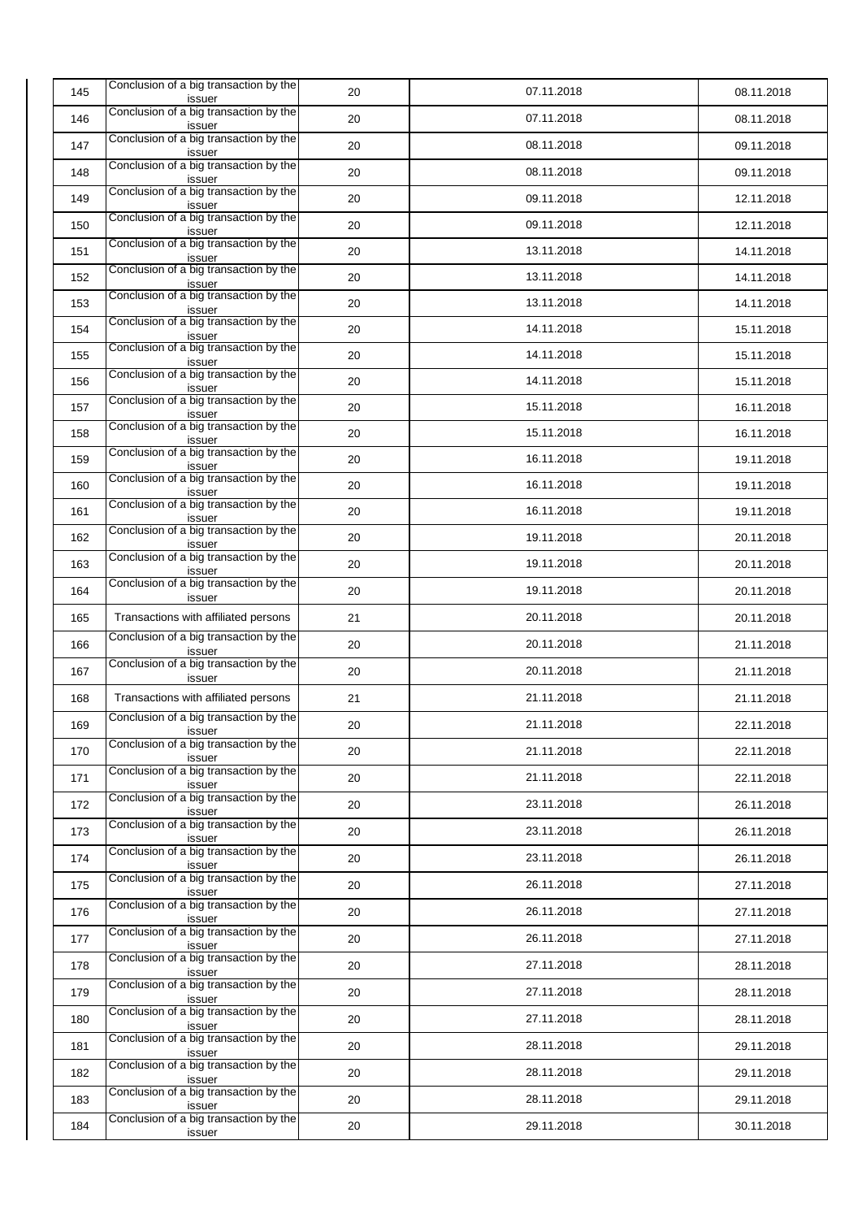| 145 | Conclusion of a big transaction by the issuer | 20 | 07.11.2018 | 08.11.2018 |
|---|---|---|---|---|
| 146 | Conclusion of a big transaction by the issuer | 20 | 07.11.2018 | 08.11.2018 |
| 147 | Conclusion of a big transaction by the issuer | 20 | 08.11.2018 | 09.11.2018 |
| 148 | Conclusion of a big transaction by the issuer | 20 | 08.11.2018 | 09.11.2018 |
| 149 | Conclusion of a big transaction by the issuer | 20 | 09.11.2018 | 12.11.2018 |
| 150 | Conclusion of a big transaction by the issuer | 20 | 09.11.2018 | 12.11.2018 |
| 151 | Conclusion of a big transaction by the issuer | 20 | 13.11.2018 | 14.11.2018 |
| 152 | Conclusion of a big transaction by the issuer | 20 | 13.11.2018 | 14.11.2018 |
| 153 | Conclusion of a big transaction by the issuer | 20 | 13.11.2018 | 14.11.2018 |
| 154 | Conclusion of a big transaction by the issuer | 20 | 14.11.2018 | 15.11.2018 |
| 155 | Conclusion of a big transaction by the issuer | 20 | 14.11.2018 | 15.11.2018 |
| 156 | Conclusion of a big transaction by the issuer | 20 | 14.11.2018 | 15.11.2018 |
| 157 | Conclusion of a big transaction by the issuer | 20 | 15.11.2018 | 16.11.2018 |
| 158 | Conclusion of a big transaction by the issuer | 20 | 15.11.2018 | 16.11.2018 |
| 159 | Conclusion of a big transaction by the issuer | 20 | 16.11.2018 | 19.11.2018 |
| 160 | Conclusion of a big transaction by the issuer | 20 | 16.11.2018 | 19.11.2018 |
| 161 | Conclusion of a big transaction by the issuer | 20 | 16.11.2018 | 19.11.2018 |
| 162 | Conclusion of a big transaction by the issuer | 20 | 19.11.2018 | 20.11.2018 |
| 163 | Conclusion of a big transaction by the issuer | 20 | 19.11.2018 | 20.11.2018 |
| 164 | Conclusion of a big transaction by the issuer | 20 | 19.11.2018 | 20.11.2018 |
| 165 | Transactions with affiliated persons | 21 | 20.11.2018 | 20.11.2018 |
| 166 | Conclusion of a big transaction by the issuer | 20 | 20.11.2018 | 21.11.2018 |
| 167 | Conclusion of a big transaction by the issuer | 20 | 20.11.2018 | 21.11.2018 |
| 168 | Transactions with affiliated persons | 21 | 21.11.2018 | 21.11.2018 |
| 169 | Conclusion of a big transaction by the issuer | 20 | 21.11.2018 | 22.11.2018 |
| 170 | Conclusion of a big transaction by the issuer | 20 | 21.11.2018 | 22.11.2018 |
| 171 | Conclusion of a big transaction by the issuer | 20 | 21.11.2018 | 22.11.2018 |
| 172 | Conclusion of a big transaction by the issuer | 20 | 23.11.2018 | 26.11.2018 |
| 173 | Conclusion of a big transaction by the issuer | 20 | 23.11.2018 | 26.11.2018 |
| 174 | Conclusion of a big transaction by the issuer | 20 | 23.11.2018 | 26.11.2018 |
| 175 | Conclusion of a big transaction by the issuer | 20 | 26.11.2018 | 27.11.2018 |
| 176 | Conclusion of a big transaction by the issuer | 20 | 26.11.2018 | 27.11.2018 |
| 177 | Conclusion of a big transaction by the issuer | 20 | 26.11.2018 | 27.11.2018 |
| 178 | Conclusion of a big transaction by the issuer | 20 | 27.11.2018 | 28.11.2018 |
| 179 | Conclusion of a big transaction by the issuer | 20 | 27.11.2018 | 28.11.2018 |
| 180 | Conclusion of a big transaction by the issuer | 20 | 27.11.2018 | 28.11.2018 |
| 181 | Conclusion of a big transaction by the issuer | 20 | 28.11.2018 | 29.11.2018 |
| 182 | Conclusion of a big transaction by the issuer | 20 | 28.11.2018 | 29.11.2018 |
| 183 | Conclusion of a big transaction by the issuer | 20 | 28.11.2018 | 29.11.2018 |
| 184 | Conclusion of a big transaction by the issuer | 20 | 29.11.2018 | 30.11.2018 |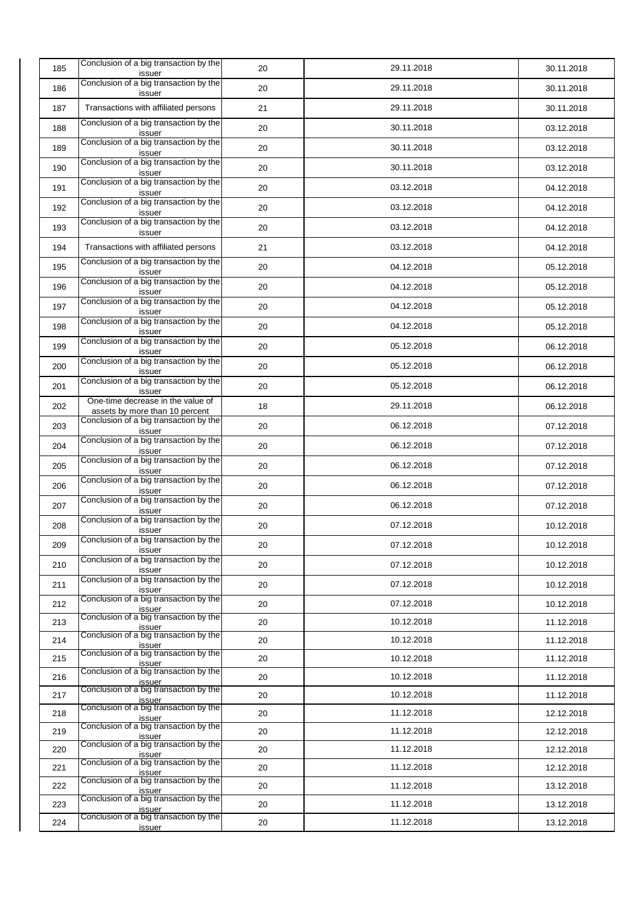| | | | | |
|---|---|---|---|---|
| 185 | Conclusion of a big transaction by the issuer | 20 | 29.11.2018 | 30.11.2018 |
| 186 | Conclusion of a big transaction by the issuer | 20 | 29.11.2018 | 30.11.2018 |
| 187 | Transactions with affiliated persons | 21 | 29.11.2018 | 30.11.2018 |
| 188 | Conclusion of a big transaction by the issuer | 20 | 30.11.2018 | 03.12.2018 |
| 189 | Conclusion of a big transaction by the issuer | 20 | 30.11.2018 | 03.12.2018 |
| 190 | Conclusion of a big transaction by the issuer | 20 | 30.11.2018 | 03.12.2018 |
| 191 | Conclusion of a big transaction by the issuer | 20 | 03.12.2018 | 04.12.2018 |
| 192 | Conclusion of a big transaction by the issuer | 20 | 03.12.2018 | 04.12.2018 |
| 193 | Conclusion of a big transaction by the issuer | 20 | 03.12.2018 | 04.12.2018 |
| 194 | Transactions with affiliated persons | 21 | 03.12.2018 | 04.12.2018 |
| 195 | Conclusion of a big transaction by the issuer | 20 | 04.12.2018 | 05.12.2018 |
| 196 | Conclusion of a big transaction by the issuer | 20 | 04.12.2018 | 05.12.2018 |
| 197 | Conclusion of a big transaction by the issuer | 20 | 04.12.2018 | 05.12.2018 |
| 198 | Conclusion of a big transaction by the issuer | 20 | 04.12.2018 | 05.12.2018 |
| 199 | Conclusion of a big transaction by the issuer | 20 | 05.12.2018 | 06.12.2018 |
| 200 | Conclusion of a big transaction by the issuer | 20 | 05.12.2018 | 06.12.2018 |
| 201 | Conclusion of a big transaction by the issuer | 20 | 05.12.2018 | 06.12.2018 |
| 202 | One-time decrease in the value of assets by more than 10 percent | 18 | 29.11.2018 | 06.12.2018 |
| 203 | Conclusion of a big transaction by the issuer | 20 | 06.12.2018 | 07.12.2018 |
| 204 | Conclusion of a big transaction by the issuer | 20 | 06.12.2018 | 07.12.2018 |
| 205 | Conclusion of a big transaction by the issuer | 20 | 06.12.2018 | 07.12.2018 |
| 206 | Conclusion of a big transaction by the issuer | 20 | 06.12.2018 | 07.12.2018 |
| 207 | Conclusion of a big transaction by the issuer | 20 | 06.12.2018 | 07.12.2018 |
| 208 | Conclusion of a big transaction by the issuer | 20 | 07.12.2018 | 10.12.2018 |
| 209 | Conclusion of a big transaction by the issuer | 20 | 07.12.2018 | 10.12.2018 |
| 210 | Conclusion of a big transaction by the issuer | 20 | 07.12.2018 | 10.12.2018 |
| 211 | Conclusion of a big transaction by the issuer | 20 | 07.12.2018 | 10.12.2018 |
| 212 | Conclusion of a big transaction by the issuer | 20 | 07.12.2018 | 10.12.2018 |
| 213 | Conclusion of a big transaction by the issuer | 20 | 10.12.2018 | 11.12.2018 |
| 214 | Conclusion of a big transaction by the issuer | 20 | 10.12.2018 | 11.12.2018 |
| 215 | Conclusion of a big transaction by the issuer | 20 | 10.12.2018 | 11.12.2018 |
| 216 | Conclusion of a big transaction by the issuer | 20 | 10.12.2018 | 11.12.2018 |
| 217 | Conclusion of a big transaction by the issuer | 20 | 10.12.2018 | 11.12.2018 |
| 218 | Conclusion of a big transaction by the issuer | 20 | 11.12.2018 | 12.12.2018 |
| 219 | Conclusion of a big transaction by the issuer | 20 | 11.12.2018 | 12.12.2018 |
| 220 | Conclusion of a big transaction by the issuer | 20 | 11.12.2018 | 12.12.2018 |
| 221 | Conclusion of a big transaction by the issuer | 20 | 11.12.2018 | 12.12.2018 |
| 222 | Conclusion of a big transaction by the issuer | 20 | 11.12.2018 | 13.12.2018 |
| 223 | Conclusion of a big transaction by the issuer | 20 | 11.12.2018 | 13.12.2018 |
| 224 | Conclusion of a big transaction by the issuer | 20 | 11.12.2018 | 13.12.2018 |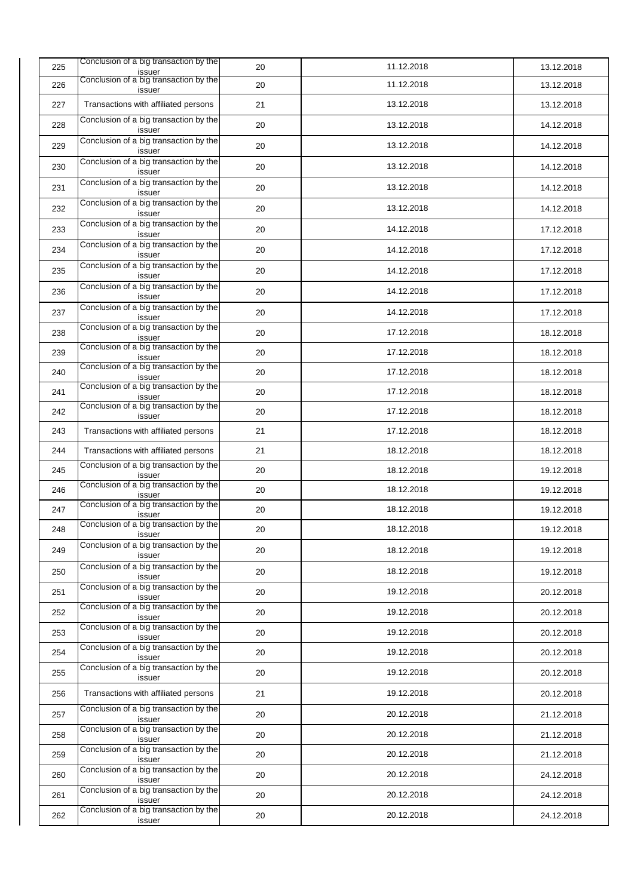| 225 | Conclusion of a big transaction by the issuer | 20 | 11.12.2018 | 13.12.2018 |
|---|---|---|---|---|
| 226 | Conclusion of a big transaction by the issuer | 20 | 11.12.2018 | 13.12.2018 |
| 227 | Transactions with affiliated persons | 21 | 13.12.2018 | 13.12.2018 |
| 228 | Conclusion of a big transaction by the issuer | 20 | 13.12.2018 | 14.12.2018 |
| 229 | Conclusion of a big transaction by the issuer | 20 | 13.12.2018 | 14.12.2018 |
| 230 | Conclusion of a big transaction by the issuer | 20 | 13.12.2018 | 14.12.2018 |
| 231 | Conclusion of a big transaction by the issuer | 20 | 13.12.2018 | 14.12.2018 |
| 232 | Conclusion of a big transaction by the issuer | 20 | 13.12.2018 | 14.12.2018 |
| 233 | Conclusion of a big transaction by the issuer | 20 | 14.12.2018 | 17.12.2018 |
| 234 | Conclusion of a big transaction by the issuer | 20 | 14.12.2018 | 17.12.2018 |
| 235 | Conclusion of a big transaction by the issuer | 20 | 14.12.2018 | 17.12.2018 |
| 236 | Conclusion of a big transaction by the issuer | 20 | 14.12.2018 | 17.12.2018 |
| 237 | Conclusion of a big transaction by the issuer | 20 | 14.12.2018 | 17.12.2018 |
| 238 | Conclusion of a big transaction by the issuer | 20 | 17.12.2018 | 18.12.2018 |
| 239 | Conclusion of a big transaction by the issuer | 20 | 17.12.2018 | 18.12.2018 |
| 240 | Conclusion of a big transaction by the issuer | 20 | 17.12.2018 | 18.12.2018 |
| 241 | Conclusion of a big transaction by the issuer | 20 | 17.12.2018 | 18.12.2018 |
| 242 | Conclusion of a big transaction by the issuer | 20 | 17.12.2018 | 18.12.2018 |
| 243 | Transactions with affiliated persons | 21 | 17.12.2018 | 18.12.2018 |
| 244 | Transactions with affiliated persons | 21 | 18.12.2018 | 18.12.2018 |
| 245 | Conclusion of a big transaction by the issuer | 20 | 18.12.2018 | 19.12.2018 |
| 246 | Conclusion of a big transaction by the issuer | 20 | 18.12.2018 | 19.12.2018 |
| 247 | Conclusion of a big transaction by the issuer | 20 | 18.12.2018 | 19.12.2018 |
| 248 | Conclusion of a big transaction by the issuer | 20 | 18.12.2018 | 19.12.2018 |
| 249 | Conclusion of a big transaction by the issuer | 20 | 18.12.2018 | 19.12.2018 |
| 250 | Conclusion of a big transaction by the issuer | 20 | 18.12.2018 | 19.12.2018 |
| 251 | Conclusion of a big transaction by the issuer | 20 | 19.12.2018 | 20.12.2018 |
| 252 | Conclusion of a big transaction by the issuer | 20 | 19.12.2018 | 20.12.2018 |
| 253 | Conclusion of a big transaction by the issuer | 20 | 19.12.2018 | 20.12.2018 |
| 254 | Conclusion of a big transaction by the issuer | 20 | 19.12.2018 | 20.12.2018 |
| 255 | Conclusion of a big transaction by the issuer | 20 | 19.12.2018 | 20.12.2018 |
| 256 | Transactions with affiliated persons | 21 | 19.12.2018 | 20.12.2018 |
| 257 | Conclusion of a big transaction by the issuer | 20 | 20.12.2018 | 21.12.2018 |
| 258 | Conclusion of a big transaction by the issuer | 20 | 20.12.2018 | 21.12.2018 |
| 259 | Conclusion of a big transaction by the issuer | 20 | 20.12.2018 | 21.12.2018 |
| 260 | Conclusion of a big transaction by the issuer | 20 | 20.12.2018 | 24.12.2018 |
| 261 | Conclusion of a big transaction by the issuer | 20 | 20.12.2018 | 24.12.2018 |
| 262 | Conclusion of a big transaction by the issuer | 20 | 20.12.2018 | 24.12.2018 |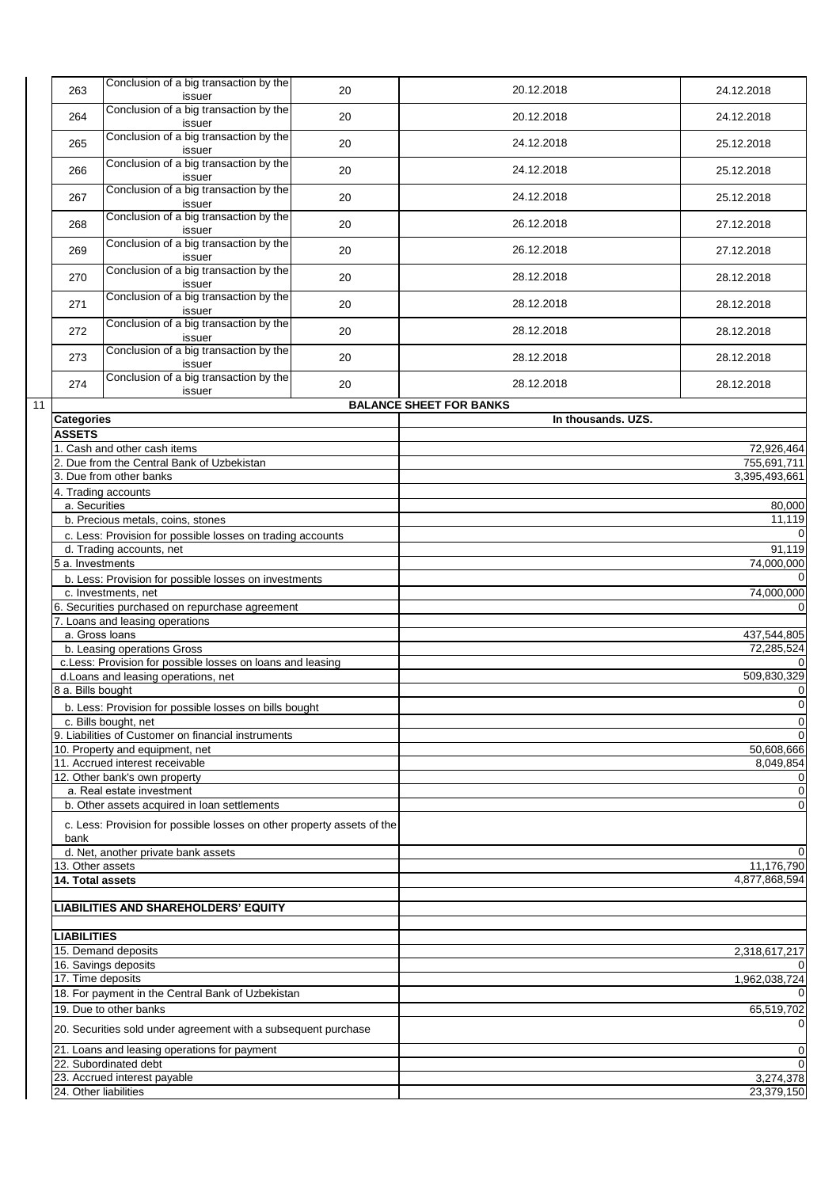| 263 | Conclusion of a big transaction by the issuer | 20 | 20.12.2018 | 24.12.2018 |
|---|---|---|---|---|
| 264 | Conclusion of a big transaction by the issuer | 20 | 20.12.2018 | 24.12.2018 |
| 265 | Conclusion of a big transaction by the issuer | 20 | 24.12.2018 | 25.12.2018 |
| 266 | Conclusion of a big transaction by the issuer | 20 | 24.12.2018 | 25.12.2018 |
| 267 | Conclusion of a big transaction by the issuer | 20 | 24.12.2018 | 25.12.2018 |
| 268 | Conclusion of a big transaction by the issuer | 20 | 26.12.2018 | 27.12.2018 |
| 269 | Conclusion of a big transaction by the issuer | 20 | 26.12.2018 | 27.12.2018 |
| 270 | Conclusion of a big transaction by the issuer | 20 | 28.12.2018 | 28.12.2018 |
| 271 | Conclusion of a big transaction by the issuer | 20 | 28.12.2018 | 28.12.2018 |
| 272 | Conclusion of a big transaction by the issuer | 20 | 28.12.2018 | 28.12.2018 |
| 273 | Conclusion of a big transaction by the issuer | 20 | 28.12.2018 | 28.12.2018 |
| 274 | Conclusion of a big transaction by the issuer | 20 | 28.12.2018 | 28.12.2018 |

11

**BALANCE SHEET FOR BANKS**

| Categories | In thousands. UZS. |
|---|---|
| **ASSETS** | |
| 1. Cash and other cash items | 72,926,464 |
| 2. Due from the Central Bank of Uzbekistan | 755,691,711 |
| 3. Due from other banks | 3,395,493,661 |
| 4. Trading accounts | |
| a. Securities | 80,000 |
| b. Precious metals, coins, stones | 11,119 |
| c. Less: Provision for possible losses on trading accounts | 0 |
| d. Trading accounts, net | 91,119 |
| 5 a. Investments | 74,000,000 |
| b. Less: Provision for possible losses on investments | 0 |
| c. Investments, net | 74,000,000 |
| 6. Securities purchased on repurchase agreement | 0 |
| 7. Loans and leasing operations | |
| a. Gross loans | 437,544,805 |
| b. Leasing operations Gross | 72,285,524 |
| c.Less: Provision for possible losses on loans and leasing | 0 |
| d.Loans and leasing operations, net | 509,830,329 |
| 8 a. Bills bought | 0 |
| b. Less: Provision for possible losses on bills bought | 0 |
| c. Bills bought, net | 0 |
| 9. Liabilities of Customer on financial instruments | 0 |
| 10. Property and equipment, net | 50,608,666 |
| 11. Accrued interest receivable | 8,049,854 |
| 12. Other bank's own property | 0 |
| a. Real estate investment | 0 |
| b. Other assets acquired in loan settlements | 0 |
| c. Less: Provision for possible losses on other property assets of the bank | |
| d. Net, another private bank assets | 0 |
| 13. Other assets | 11,176,790 |
| **14. Total assets** | 4,877,868,594 |
| | |
| **LIABILITIES AND SHAREHOLDERS' EQUITY** | |
| | |
| **LIABILITIES** | |
| 15. Demand deposits | 2,318,617,217 |
| 16. Savings deposits | 0 |
| 17. Time deposits | 1,962,038,724 |
| 18. For payment in the Central Bank of Uzbekistan | 0 |
| 19. Due to other banks | 65,519,702 |
| 20. Securities sold under agreement with a subsequent purchase | 0 |
| 21. Loans and leasing operations for payment | 0 |
| 22. Subordinated debt | 0 |
| 23. Accrued interest payable | 3,274,378 |
| 24. Other liabilities | 23,379,150 |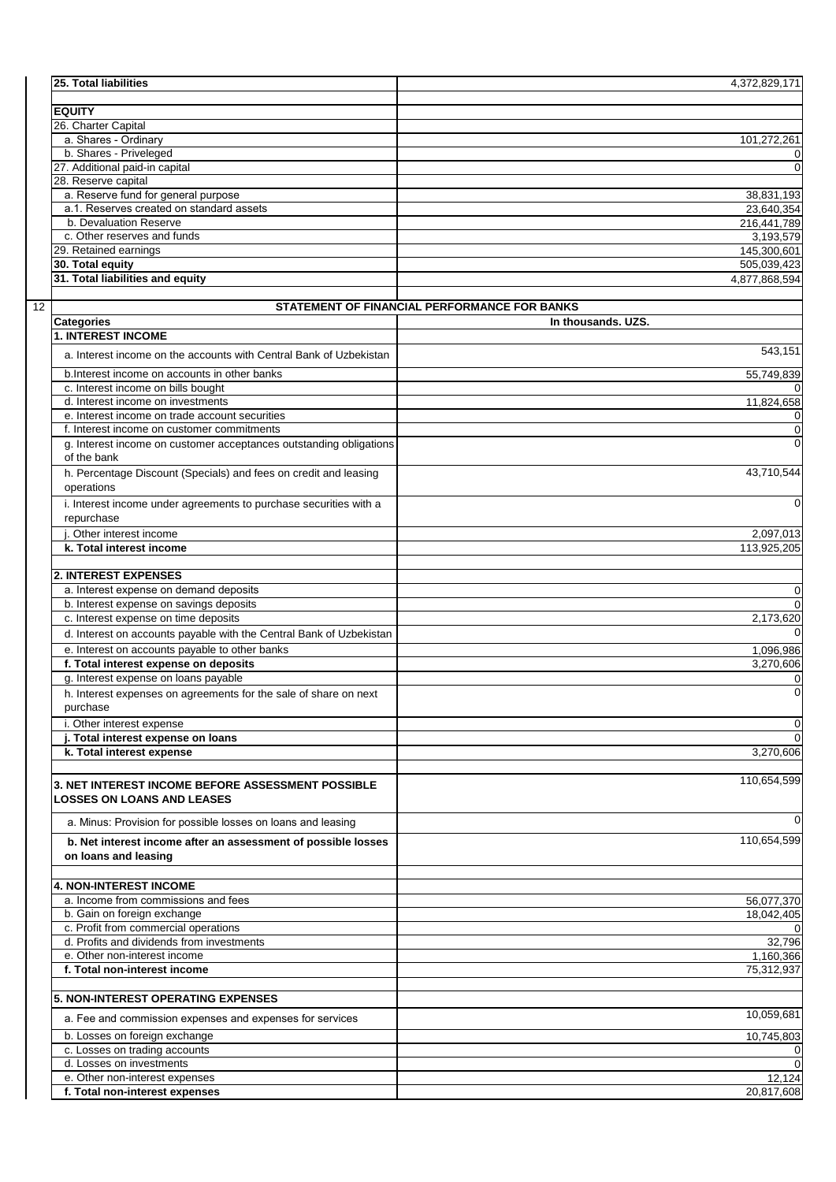| 25. Total liabilities | 4,372,829,171 |
|---|---|
| | |
| **EQUITY** | |
| 26. Charter Capital | |
| a. Shares - Ordinary | 101,272,261 |
| b. Shares - Priveleged | 0 |
| 27. Additional paid-in capital | 0 |
| 28. Reserve capital | |
| a. Reserve fund for general purpose | 38,831,193 |
| a.1. Reserves created on standard assets | 23,640,354 |
| b. Devaluation Reserve | 216,441,789 |
| c. Other reserves and funds | 3,193,579 |
| 29. Retained earnings | 145,300,601 |
| **30. Total equity** | 505,039,423 |
| **31. Total liabilities and equity** | 4,877,868,594 |

12

## STATEMENT OF FINANCIAL PERFORMANCE FOR BANKS

| Categories | In thousands. UZS. |
|---|---|
| **1. INTEREST INCOME** | |
| a. Interest income on the accounts with Central Bank of Uzbekistan | 543,151 |
| b.Interest income on accounts in other banks | 55,749,839 |
| c. Interest income on bills bought | 0 |
| d. Interest income on investments | 11,824,658 |
| e. Interest income on trade account securities | 0 |
| f. Interest income on customer commitments | 0 |
| g. Interest income on customer acceptances outstanding obligations of the bank | 0 |
| h. Percentage Discount (Specials) and fees on credit and leasing operations | 43,710,544 |
| i. Interest income under agreements to purchase securities with a repurchase | 0 |
| j. Other interest income | 2,097,013 |
| **k. Total interest income** | 113,925,205 |
| | |
| **2. INTEREST EXPENSES** | |
| a. Interest expense on demand deposits | 0 |
| b. Interest expense on savings deposits | 0 |
| c. Interest expense on time deposits | 2,173,620 |
| d. Interest on accounts payable with the Central Bank of Uzbekistan | 0 |
| e. Interest on accounts payable to other banks | 1,096,986 |
| **f. Total interest expense on deposits** | 3,270,606 |
| g. Interest expense on loans payable | 0 |
| h. Interest expenses on agreements for the sale of share on next purchase | 0 |
| i. Other interest expense | 0 |
| **j. Total interest expense on loans** | 0 |
| **k. Total interest expense** | 3,270,606 |
| | |
| **3. NET INTEREST INCOME BEFORE ASSESSMENT POSSIBLE LOSSES ON LOANS AND LEASES** | 110,654,599 |
| a. Minus: Provision for possible losses on loans and leasing | 0 |
| **b. Net interest income after an assessment of possible losses on loans and leasing** | 110,654,599 |
| | |
| **4. NON-INTEREST INCOME** | |
| a. Income from commissions and fees | 56,077,370 |
| b. Gain on foreign exchange | 18,042,405 |
| c. Profit from commercial operations | 0 |
| d. Profits and dividends from investments | 32,796 |
| e. Other non-interest income | 1,160,366 |
| **f. Total non-interest income** | 75,312,937 |
| | |
| **5. NON-INTEREST OPERATING EXPENSES** | |
| a. Fee and commission expenses and expenses for services | 10,059,681 |
| b. Losses on foreign exchange | 10,745,803 |
| c. Losses on trading accounts | 0 |
| d. Losses on investments | 0 |
| e. Other non-interest expenses | 12,124 |
| **f. Total non-interest expenses** | 20,817,608 |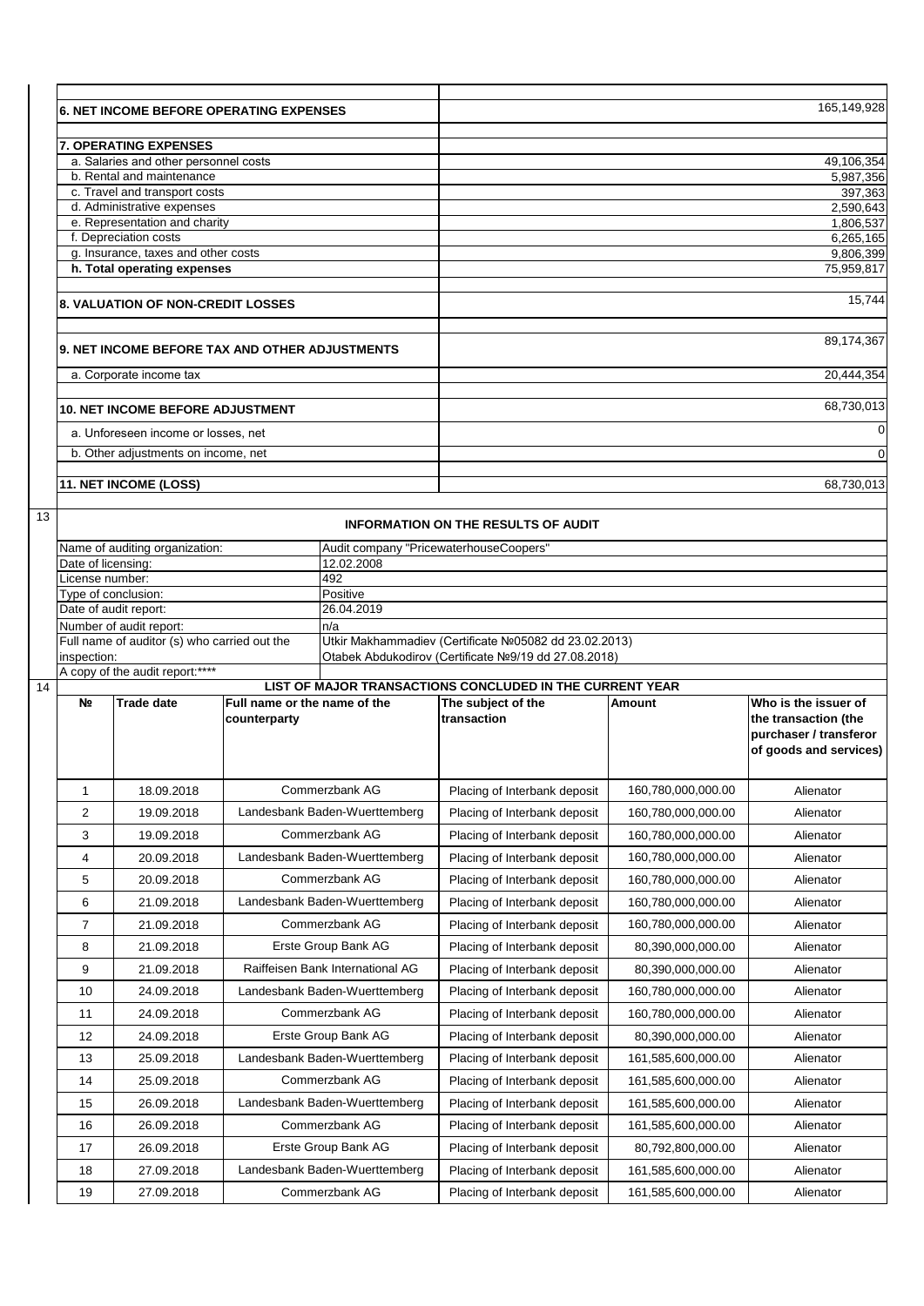| | |
|---|---|
| **6. NET INCOME BEFORE OPERATING EXPENSES** | 165,149,928 |
| **7. OPERATING EXPENSES** | |
| a. Salaries and other personnel costs | 49,106,354 |
| b. Rental and maintenance | 5,987,356 |
| c. Travel and transport costs | 397,363 |
| d. Administrative expenses | 2,590,643 |
| e. Representation and charity | 1,806,537 |
| f. Depreciation costs | 6,265,165 |
| g. Insurance, taxes and other costs | 9,806,399 |
| **h. Total operating expenses** | 75,959,817 |
| **8. VALUATION OF NON-CREDIT LOSSES** | 15,744 |
| **9. NET INCOME BEFORE TAX AND OTHER ADJUSTMENTS** | 89,174,367 |
| a. Corporate income tax | 20,444,354 |
| **10. NET INCOME BEFORE ADJUSTMENT** | 68,730,013 |
| a. Unforeseen income or losses, net | 0 |
| b. Other adjustments on income, net | 0 |
| **11. NET INCOME (LOSS)** | 68,730,013 |

13

## INFORMATION ON THE RESULTS OF AUDIT

| | |
|---|---|
| Name of auditing organization: | Audit company "PricewaterhouseCoopers" |
| Date of licensing: | 12.02.2008 |
| License number: | 492 |
| Type of conclusion: | Positive |
| Date of audit report: | 26.04.2019 |
| Number of audit report: | n/a |
| Full name of auditor (s) who carried out the inspection: | Utkir Makhammadiev (Certificate №05082 dd 23.02.2013)<br>Otabek Abdukodirov (Certificate №9/19 dd 27.08.2018) |
| A copy of the audit report:**** | |

14

## LIST OF MAJOR TRANSACTIONS CONCLUDED IN THE CURRENT YEAR

| № | Trade date | Full name or the name of the counterparty | The subject of the transaction | Amount | Who is the issuer of the transaction (the purchaser / transferor of goods and services) |
|---|---|---|---|---|---|
| 1 | 18.09.2018 | Commerzbank AG | Placing of Interbank deposit | 160,780,000,000.00 | Alienator |
| 2 | 19.09.2018 | Landesbank Baden-Wuerttemberg | Placing of Interbank deposit | 160,780,000,000.00 | Alienator |
| 3 | 19.09.2018 | Commerzbank AG | Placing of Interbank deposit | 160,780,000,000.00 | Alienator |
| 4 | 20.09.2018 | Landesbank Baden-Wuerttemberg | Placing of Interbank deposit | 160,780,000,000.00 | Alienator |
| 5 | 20.09.2018 | Commerzbank AG | Placing of Interbank deposit | 160,780,000,000.00 | Alienator |
| 6 | 21.09.2018 | Landesbank Baden-Wuerttemberg | Placing of Interbank deposit | 160,780,000,000.00 | Alienator |
| 7 | 21.09.2018 | Commerzbank AG | Placing of Interbank deposit | 160,780,000,000.00 | Alienator |
| 8 | 21.09.2018 | Erste Group Bank AG | Placing of Interbank deposit | 80,390,000,000.00 | Alienator |
| 9 | 21.09.2018 | Raiffeisen Bank International AG | Placing of Interbank deposit | 80,390,000,000.00 | Alienator |
| 10 | 24.09.2018 | Landesbank Baden-Wuerttemberg | Placing of Interbank deposit | 160,780,000,000.00 | Alienator |
| 11 | 24.09.2018 | Commerzbank AG | Placing of Interbank deposit | 160,780,000,000.00 | Alienator |
| 12 | 24.09.2018 | Erste Group Bank AG | Placing of Interbank deposit | 80,390,000,000.00 | Alienator |
| 13 | 25.09.2018 | Landesbank Baden-Wuerttemberg | Placing of Interbank deposit | 161,585,600,000.00 | Alienator |
| 14 | 25.09.2018 | Commerzbank AG | Placing of Interbank deposit | 161,585,600,000.00 | Alienator |
| 15 | 26.09.2018 | Landesbank Baden-Wuerttemberg | Placing of Interbank deposit | 161,585,600,000.00 | Alienator |
| 16 | 26.09.2018 | Commerzbank AG | Placing of Interbank deposit | 161,585,600,000.00 | Alienator |
| 17 | 26.09.2018 | Erste Group Bank AG | Placing of Interbank deposit | 80,792,800,000.00 | Alienator |
| 18 | 27.09.2018 | Landesbank Baden-Wuerttemberg | Placing of Interbank deposit | 161,585,600,000.00 | Alienator |
| 19 | 27.09.2018 | Commerzbank AG | Placing of Interbank deposit | 161,585,600,000.00 | Alienator |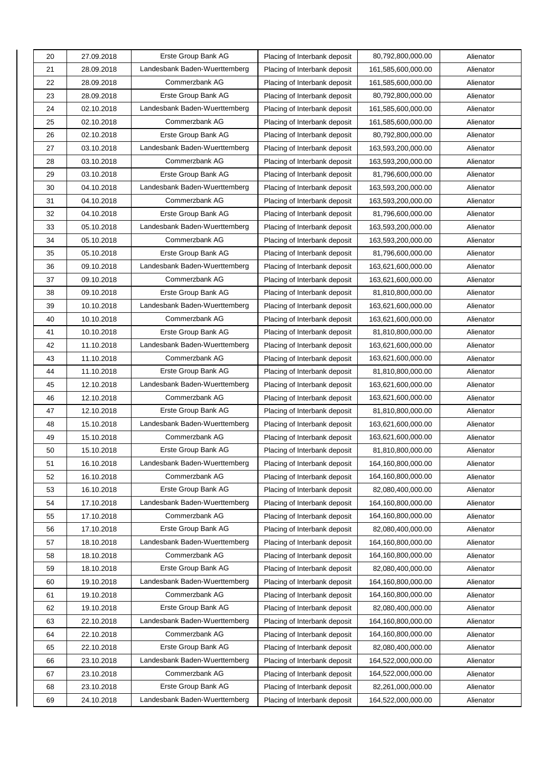| 20 | 27.09.2018 | Erste Group Bank AG | Placing of Interbank deposit | 80,792,800,000.00 | Alienator |
|---|---|---|---|---|---|
| 21 | 28.09.2018 | Landesbank Baden-Wuerttemberg | Placing of Interbank deposit | 161,585,600,000.00 | Alienator |
| 22 | 28.09.2018 | Commerzbank AG | Placing of Interbank deposit | 161,585,600,000.00 | Alienator |
| 23 | 28.09.2018 | Erste Group Bank AG | Placing of Interbank deposit | 80,792,800,000.00 | Alienator |
| 24 | 02.10.2018 | Landesbank Baden-Wuerttemberg | Placing of Interbank deposit | 161,585,600,000.00 | Alienator |
| 25 | 02.10.2018 | Commerzbank AG | Placing of Interbank deposit | 161,585,600,000.00 | Alienator |
| 26 | 02.10.2018 | Erste Group Bank AG | Placing of Interbank deposit | 80,792,800,000.00 | Alienator |
| 27 | 03.10.2018 | Landesbank Baden-Wuerttemberg | Placing of Interbank deposit | 163,593,200,000.00 | Alienator |
| 28 | 03.10.2018 | Commerzbank AG | Placing of Interbank deposit | 163,593,200,000.00 | Alienator |
| 29 | 03.10.2018 | Erste Group Bank AG | Placing of Interbank deposit | 81,796,600,000.00 | Alienator |
| 30 | 04.10.2018 | Landesbank Baden-Wuerttemberg | Placing of Interbank deposit | 163,593,200,000.00 | Alienator |
| 31 | 04.10.2018 | Commerzbank AG | Placing of Interbank deposit | 163,593,200,000.00 | Alienator |
| 32 | 04.10.2018 | Erste Group Bank AG | Placing of Interbank deposit | 81,796,600,000.00 | Alienator |
| 33 | 05.10.2018 | Landesbank Baden-Wuerttemberg | Placing of Interbank deposit | 163,593,200,000.00 | Alienator |
| 34 | 05.10.2018 | Commerzbank AG | Placing of Interbank deposit | 163,593,200,000.00 | Alienator |
| 35 | 05.10.2018 | Erste Group Bank AG | Placing of Interbank deposit | 81,796,600,000.00 | Alienator |
| 36 | 09.10.2018 | Landesbank Baden-Wuerttemberg | Placing of Interbank deposit | 163,621,600,000.00 | Alienator |
| 37 | 09.10.2018 | Commerzbank AG | Placing of Interbank deposit | 163,621,600,000.00 | Alienator |
| 38 | 09.10.2018 | Erste Group Bank AG | Placing of Interbank deposit | 81,810,800,000.00 | Alienator |
| 39 | 10.10.2018 | Landesbank Baden-Wuerttemberg | Placing of Interbank deposit | 163,621,600,000.00 | Alienator |
| 40 | 10.10.2018 | Commerzbank AG | Placing of Interbank deposit | 163,621,600,000.00 | Alienator |
| 41 | 10.10.2018 | Erste Group Bank AG | Placing of Interbank deposit | 81,810,800,000.00 | Alienator |
| 42 | 11.10.2018 | Landesbank Baden-Wuerttemberg | Placing of Interbank deposit | 163,621,600,000.00 | Alienator |
| 43 | 11.10.2018 | Commerzbank AG | Placing of Interbank deposit | 163,621,600,000.00 | Alienator |
| 44 | 11.10.2018 | Erste Group Bank AG | Placing of Interbank deposit | 81,810,800,000.00 | Alienator |
| 45 | 12.10.2018 | Landesbank Baden-Wuerttemberg | Placing of Interbank deposit | 163,621,600,000.00 | Alienator |
| 46 | 12.10.2018 | Commerzbank AG | Placing of Interbank deposit | 163,621,600,000.00 | Alienator |
| 47 | 12.10.2018 | Erste Group Bank AG | Placing of Interbank deposit | 81,810,800,000.00 | Alienator |
| 48 | 15.10.2018 | Landesbank Baden-Wuerttemberg | Placing of Interbank deposit | 163,621,600,000.00 | Alienator |
| 49 | 15.10.2018 | Commerzbank AG | Placing of Interbank deposit | 163,621,600,000.00 | Alienator |
| 50 | 15.10.2018 | Erste Group Bank AG | Placing of Interbank deposit | 81,810,800,000.00 | Alienator |
| 51 | 16.10.2018 | Landesbank Baden-Wuerttemberg | Placing of Interbank deposit | 164,160,800,000.00 | Alienator |
| 52 | 16.10.2018 | Commerzbank AG | Placing of Interbank deposit | 164,160,800,000.00 | Alienator |
| 53 | 16.10.2018 | Erste Group Bank AG | Placing of Interbank deposit | 82,080,400,000.00 | Alienator |
| 54 | 17.10.2018 | Landesbank Baden-Wuerttemberg | Placing of Interbank deposit | 164,160,800,000.00 | Alienator |
| 55 | 17.10.2018 | Commerzbank AG | Placing of Interbank deposit | 164,160,800,000.00 | Alienator |
| 56 | 17.10.2018 | Erste Group Bank AG | Placing of Interbank deposit | 82,080,400,000.00 | Alienator |
| 57 | 18.10.2018 | Landesbank Baden-Wuerttemberg | Placing of Interbank deposit | 164,160,800,000.00 | Alienator |
| 58 | 18.10.2018 | Commerzbank AG | Placing of Interbank deposit | 164,160,800,000.00 | Alienator |
| 59 | 18.10.2018 | Erste Group Bank AG | Placing of Interbank deposit | 82,080,400,000.00 | Alienator |
| 60 | 19.10.2018 | Landesbank Baden-Wuerttemberg | Placing of Interbank deposit | 164,160,800,000.00 | Alienator |
| 61 | 19.10.2018 | Commerzbank AG | Placing of Interbank deposit | 164,160,800,000.00 | Alienator |
| 62 | 19.10.2018 | Erste Group Bank AG | Placing of Interbank deposit | 82,080,400,000.00 | Alienator |
| 63 | 22.10.2018 | Landesbank Baden-Wuerttemberg | Placing of Interbank deposit | 164,160,800,000.00 | Alienator |
| 64 | 22.10.2018 | Commerzbank AG | Placing of Interbank deposit | 164,160,800,000.00 | Alienator |
| 65 | 22.10.2018 | Erste Group Bank AG | Placing of Interbank deposit | 82,080,400,000.00 | Alienator |
| 66 | 23.10.2018 | Landesbank Baden-Wuerttemberg | Placing of Interbank deposit | 164,522,000,000.00 | Alienator |
| 67 | 23.10.2018 | Commerzbank AG | Placing of Interbank deposit | 164,522,000,000.00 | Alienator |
| 68 | 23.10.2018 | Erste Group Bank AG | Placing of Interbank deposit | 82,261,000,000.00 | Alienator |
| 69 | 24.10.2018 | Landesbank Baden-Wuerttemberg | Placing of Interbank deposit | 164,522,000,000.00 | Alienator |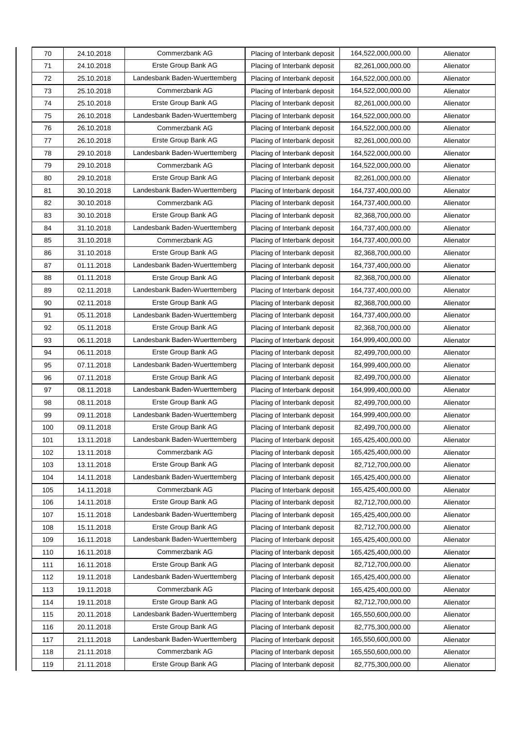| 70 | 24.10.2018 | Commerzbank AG | Placing of Interbank deposit | 164,522,000,000.00 | Alienator |
|---|---|---|---|---|---|
| 71 | 24.10.2018 | Erste Group Bank AG | Placing of Interbank deposit | 82,261,000,000.00 | Alienator |
| 72 | 25.10.2018 | Landesbank Baden-Wuerttemberg | Placing of Interbank deposit | 164,522,000,000.00 | Alienator |
| 73 | 25.10.2018 | Commerzbank AG | Placing of Interbank deposit | 164,522,000,000.00 | Alienator |
| 74 | 25.10.2018 | Erste Group Bank AG | Placing of Interbank deposit | 82,261,000,000.00 | Alienator |
| 75 | 26.10.2018 | Landesbank Baden-Wuerttemberg | Placing of Interbank deposit | 164,522,000,000.00 | Alienator |
| 76 | 26.10.2018 | Commerzbank AG | Placing of Interbank deposit | 164,522,000,000.00 | Alienator |
| 77 | 26.10.2018 | Erste Group Bank AG | Placing of Interbank deposit | 82,261,000,000.00 | Alienator |
| 78 | 29.10.2018 | Landesbank Baden-Wuerttemberg | Placing of Interbank deposit | 164,522,000,000.00 | Alienator |
| 79 | 29.10.2018 | Commerzbank AG | Placing of Interbank deposit | 164,522,000,000.00 | Alienator |
| 80 | 29.10.2018 | Erste Group Bank AG | Placing of Interbank deposit | 82,261,000,000.00 | Alienator |
| 81 | 30.10.2018 | Landesbank Baden-Wuerttemberg | Placing of Interbank deposit | 164,737,400,000.00 | Alienator |
| 82 | 30.10.2018 | Commerzbank AG | Placing of Interbank deposit | 164,737,400,000.00 | Alienator |
| 83 | 30.10.2018 | Erste Group Bank AG | Placing of Interbank deposit | 82,368,700,000.00 | Alienator |
| 84 | 31.10.2018 | Landesbank Baden-Wuerttemberg | Placing of Interbank deposit | 164,737,400,000.00 | Alienator |
| 85 | 31.10.2018 | Commerzbank AG | Placing of Interbank deposit | 164,737,400,000.00 | Alienator |
| 86 | 31.10.2018 | Erste Group Bank AG | Placing of Interbank deposit | 82,368,700,000.00 | Alienator |
| 87 | 01.11.2018 | Landesbank Baden-Wuerttemberg | Placing of Interbank deposit | 164,737,400,000.00 | Alienator |
| 88 | 01.11.2018 | Erste Group Bank AG | Placing of Interbank deposit | 82,368,700,000.00 | Alienator |
| 89 | 02.11.2018 | Landesbank Baden-Wuerttemberg | Placing of Interbank deposit | 164,737,400,000.00 | Alienator |
| 90 | 02.11.2018 | Erste Group Bank AG | Placing of Interbank deposit | 82,368,700,000.00 | Alienator |
| 91 | 05.11.2018 | Landesbank Baden-Wuerttemberg | Placing of Interbank deposit | 164,737,400,000.00 | Alienator |
| 92 | 05.11.2018 | Erste Group Bank AG | Placing of Interbank deposit | 82,368,700,000.00 | Alienator |
| 93 | 06.11.2018 | Landesbank Baden-Wuerttemberg | Placing of Interbank deposit | 164,999,400,000.00 | Alienator |
| 94 | 06.11.2018 | Erste Group Bank AG | Placing of Interbank deposit | 82,499,700,000.00 | Alienator |
| 95 | 07.11.2018 | Landesbank Baden-Wuerttemberg | Placing of Interbank deposit | 164,999,400,000.00 | Alienator |
| 96 | 07.11.2018 | Erste Group Bank AG | Placing of Interbank deposit | 82,499,700,000.00 | Alienator |
| 97 | 08.11.2018 | Landesbank Baden-Wuerttemberg | Placing of Interbank deposit | 164,999,400,000.00 | Alienator |
| 98 | 08.11.2018 | Erste Group Bank AG | Placing of Interbank deposit | 82,499,700,000.00 | Alienator |
| 99 | 09.11.2018 | Landesbank Baden-Wuerttemberg | Placing of Interbank deposit | 164,999,400,000.00 | Alienator |
| 100 | 09.11.2018 | Erste Group Bank AG | Placing of Interbank deposit | 82,499,700,000.00 | Alienator |
| 101 | 13.11.2018 | Landesbank Baden-Wuerttemberg | Placing of Interbank deposit | 165,425,400,000.00 | Alienator |
| 102 | 13.11.2018 | Commerzbank AG | Placing of Interbank deposit | 165,425,400,000.00 | Alienator |
| 103 | 13.11.2018 | Erste Group Bank AG | Placing of Interbank deposit | 82,712,700,000.00 | Alienator |
| 104 | 14.11.2018 | Landesbank Baden-Wuerttemberg | Placing of Interbank deposit | 165,425,400,000.00 | Alienator |
| 105 | 14.11.2018 | Commerzbank AG | Placing of Interbank deposit | 165,425,400,000.00 | Alienator |
| 106 | 14.11.2018 | Erste Group Bank AG | Placing of Interbank deposit | 82,712,700,000.00 | Alienator |
| 107 | 15.11.2018 | Landesbank Baden-Wuerttemberg | Placing of Interbank deposit | 165,425,400,000.00 | Alienator |
| 108 | 15.11.2018 | Erste Group Bank AG | Placing of Interbank deposit | 82,712,700,000.00 | Alienator |
| 109 | 16.11.2018 | Landesbank Baden-Wuerttemberg | Placing of Interbank deposit | 165,425,400,000.00 | Alienator |
| 110 | 16.11.2018 | Commerzbank AG | Placing of Interbank deposit | 165,425,400,000.00 | Alienator |
| 111 | 16.11.2018 | Erste Group Bank AG | Placing of Interbank deposit | 82,712,700,000.00 | Alienator |
| 112 | 19.11.2018 | Landesbank Baden-Wuerttemberg | Placing of Interbank deposit | 165,425,400,000.00 | Alienator |
| 113 | 19.11.2018 | Commerzbank AG | Placing of Interbank deposit | 165,425,400,000.00 | Alienator |
| 114 | 19.11.2018 | Erste Group Bank AG | Placing of Interbank deposit | 82,712,700,000.00 | Alienator |
| 115 | 20.11.2018 | Landesbank Baden-Wuerttemberg | Placing of Interbank deposit | 165,550,600,000.00 | Alienator |
| 116 | 20.11.2018 | Erste Group Bank AG | Placing of Interbank deposit | 82,775,300,000.00 | Alienator |
| 117 | 21.11.2018 | Landesbank Baden-Wuerttemberg | Placing of Interbank deposit | 165,550,600,000.00 | Alienator |
| 118 | 21.11.2018 | Commerzbank AG | Placing of Interbank deposit | 165,550,600,000.00 | Alienator |
| 119 | 21.11.2018 | Erste Group Bank AG | Placing of Interbank deposit | 82,775,300,000.00 | Alienator |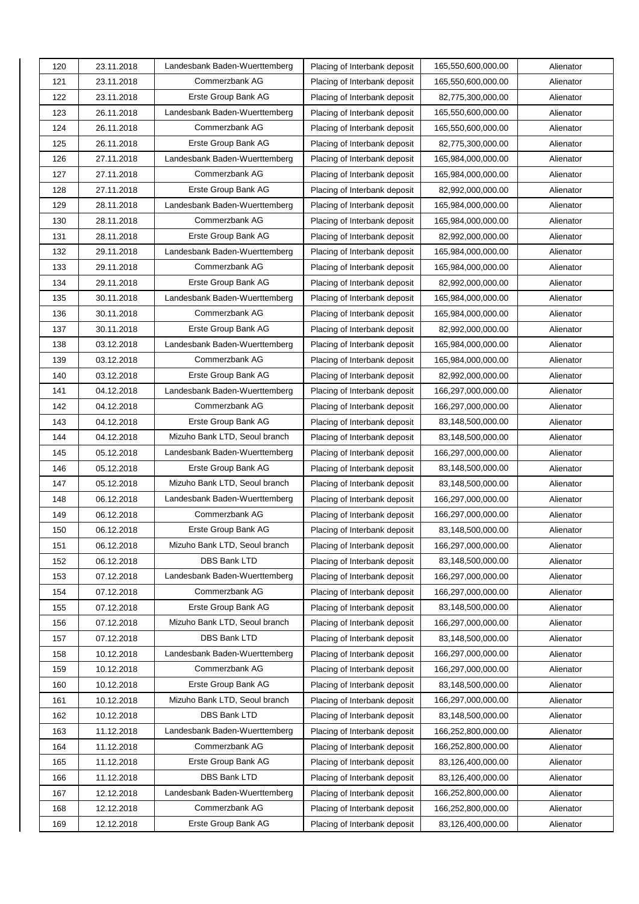| 120 | 23.11.2018 | Landesbank Baden-Wuerttemberg | Placing of Interbank deposit | 165,550,600,000.00 | Alienator |
|---|---|---|---|---|---|
| 121 | 23.11.2018 | Commerzbank AG | Placing of Interbank deposit | 165,550,600,000.00 | Alienator |
| 122 | 23.11.2018 | Erste Group Bank AG | Placing of Interbank deposit | 82,775,300,000.00 | Alienator |
| 123 | 26.11.2018 | Landesbank Baden-Wuerttemberg | Placing of Interbank deposit | 165,550,600,000.00 | Alienator |
| 124 | 26.11.2018 | Commerzbank AG | Placing of Interbank deposit | 165,550,600,000.00 | Alienator |
| 125 | 26.11.2018 | Erste Group Bank AG | Placing of Interbank deposit | 82,775,300,000.00 | Alienator |
| 126 | 27.11.2018 | Landesbank Baden-Wuerttemberg | Placing of Interbank deposit | 165,984,000,000.00 | Alienator |
| 127 | 27.11.2018 | Commerzbank AG | Placing of Interbank deposit | 165,984,000,000.00 | Alienator |
| 128 | 27.11.2018 | Erste Group Bank AG | Placing of Interbank deposit | 82,992,000,000.00 | Alienator |
| 129 | 28.11.2018 | Landesbank Baden-Wuerttemberg | Placing of Interbank deposit | 165,984,000,000.00 | Alienator |
| 130 | 28.11.2018 | Commerzbank AG | Placing of Interbank deposit | 165,984,000,000.00 | Alienator |
| 131 | 28.11.2018 | Erste Group Bank AG | Placing of Interbank deposit | 82,992,000,000.00 | Alienator |
| 132 | 29.11.2018 | Landesbank Baden-Wuerttemberg | Placing of Interbank deposit | 165,984,000,000.00 | Alienator |
| 133 | 29.11.2018 | Commerzbank AG | Placing of Interbank deposit | 165,984,000,000.00 | Alienator |
| 134 | 29.11.2018 | Erste Group Bank AG | Placing of Interbank deposit | 82,992,000,000.00 | Alienator |
| 135 | 30.11.2018 | Landesbank Baden-Wuerttemberg | Placing of Interbank deposit | 165,984,000,000.00 | Alienator |
| 136 | 30.11.2018 | Commerzbank AG | Placing of Interbank deposit | 165,984,000,000.00 | Alienator |
| 137 | 30.11.2018 | Erste Group Bank AG | Placing of Interbank deposit | 82,992,000,000.00 | Alienator |
| 138 | 03.12.2018 | Landesbank Baden-Wuerttemberg | Placing of Interbank deposit | 165,984,000,000.00 | Alienator |
| 139 | 03.12.2018 | Commerzbank AG | Placing of Interbank deposit | 165,984,000,000.00 | Alienator |
| 140 | 03.12.2018 | Erste Group Bank AG | Placing of Interbank deposit | 82,992,000,000.00 | Alienator |
| 141 | 04.12.2018 | Landesbank Baden-Wuerttemberg | Placing of Interbank deposit | 166,297,000,000.00 | Alienator |
| 142 | 04.12.2018 | Commerzbank AG | Placing of Interbank deposit | 166,297,000,000.00 | Alienator |
| 143 | 04.12.2018 | Erste Group Bank AG | Placing of Interbank deposit | 83,148,500,000.00 | Alienator |
| 144 | 04.12.2018 | Mizuho Bank LTD, Seoul branch | Placing of Interbank deposit | 83,148,500,000.00 | Alienator |
| 145 | 05.12.2018 | Landesbank Baden-Wuerttemberg | Placing of Interbank deposit | 166,297,000,000.00 | Alienator |
| 146 | 05.12.2018 | Erste Group Bank AG | Placing of Interbank deposit | 83,148,500,000.00 | Alienator |
| 147 | 05.12.2018 | Mizuho Bank LTD, Seoul branch | Placing of Interbank deposit | 83,148,500,000.00 | Alienator |
| 148 | 06.12.2018 | Landesbank Baden-Wuerttemberg | Placing of Interbank deposit | 166,297,000,000.00 | Alienator |
| 149 | 06.12.2018 | Commerzbank AG | Placing of Interbank deposit | 166,297,000,000.00 | Alienator |
| 150 | 06.12.2018 | Erste Group Bank AG | Placing of Interbank deposit | 83,148,500,000.00 | Alienator |
| 151 | 06.12.2018 | Mizuho Bank LTD, Seoul branch | Placing of Interbank deposit | 166,297,000,000.00 | Alienator |
| 152 | 06.12.2018 | DBS Bank LTD | Placing of Interbank deposit | 83,148,500,000.00 | Alienator |
| 153 | 07.12.2018 | Landesbank Baden-Wuerttemberg | Placing of Interbank deposit | 166,297,000,000.00 | Alienator |
| 154 | 07.12.2018 | Commerzbank AG | Placing of Interbank deposit | 166,297,000,000.00 | Alienator |
| 155 | 07.12.2018 | Erste Group Bank AG | Placing of Interbank deposit | 83,148,500,000.00 | Alienator |
| 156 | 07.12.2018 | Mizuho Bank LTD, Seoul branch | Placing of Interbank deposit | 166,297,000,000.00 | Alienator |
| 157 | 07.12.2018 | DBS Bank LTD | Placing of Interbank deposit | 83,148,500,000.00 | Alienator |
| 158 | 10.12.2018 | Landesbank Baden-Wuerttemberg | Placing of Interbank deposit | 166,297,000,000.00 | Alienator |
| 159 | 10.12.2018 | Commerzbank AG | Placing of Interbank deposit | 166,297,000,000.00 | Alienator |
| 160 | 10.12.2018 | Erste Group Bank AG | Placing of Interbank deposit | 83,148,500,000.00 | Alienator |
| 161 | 10.12.2018 | Mizuho Bank LTD, Seoul branch | Placing of Interbank deposit | 166,297,000,000.00 | Alienator |
| 162 | 10.12.2018 | DBS Bank LTD | Placing of Interbank deposit | 83,148,500,000.00 | Alienator |
| 163 | 11.12.2018 | Landesbank Baden-Wuerttemberg | Placing of Interbank deposit | 166,252,800,000.00 | Alienator |
| 164 | 11.12.2018 | Commerzbank AG | Placing of Interbank deposit | 166,252,800,000.00 | Alienator |
| 165 | 11.12.2018 | Erste Group Bank AG | Placing of Interbank deposit | 83,126,400,000.00 | Alienator |
| 166 | 11.12.2018 | DBS Bank LTD | Placing of Interbank deposit | 83,126,400,000.00 | Alienator |
| 167 | 12.12.2018 | Landesbank Baden-Wuerttemberg | Placing of Interbank deposit | 166,252,800,000.00 | Alienator |
| 168 | 12.12.2018 | Commerzbank AG | Placing of Interbank deposit | 166,252,800,000.00 | Alienator |
| 169 | 12.12.2018 | Erste Group Bank AG | Placing of Interbank deposit | 83,126,400,000.00 | Alienator |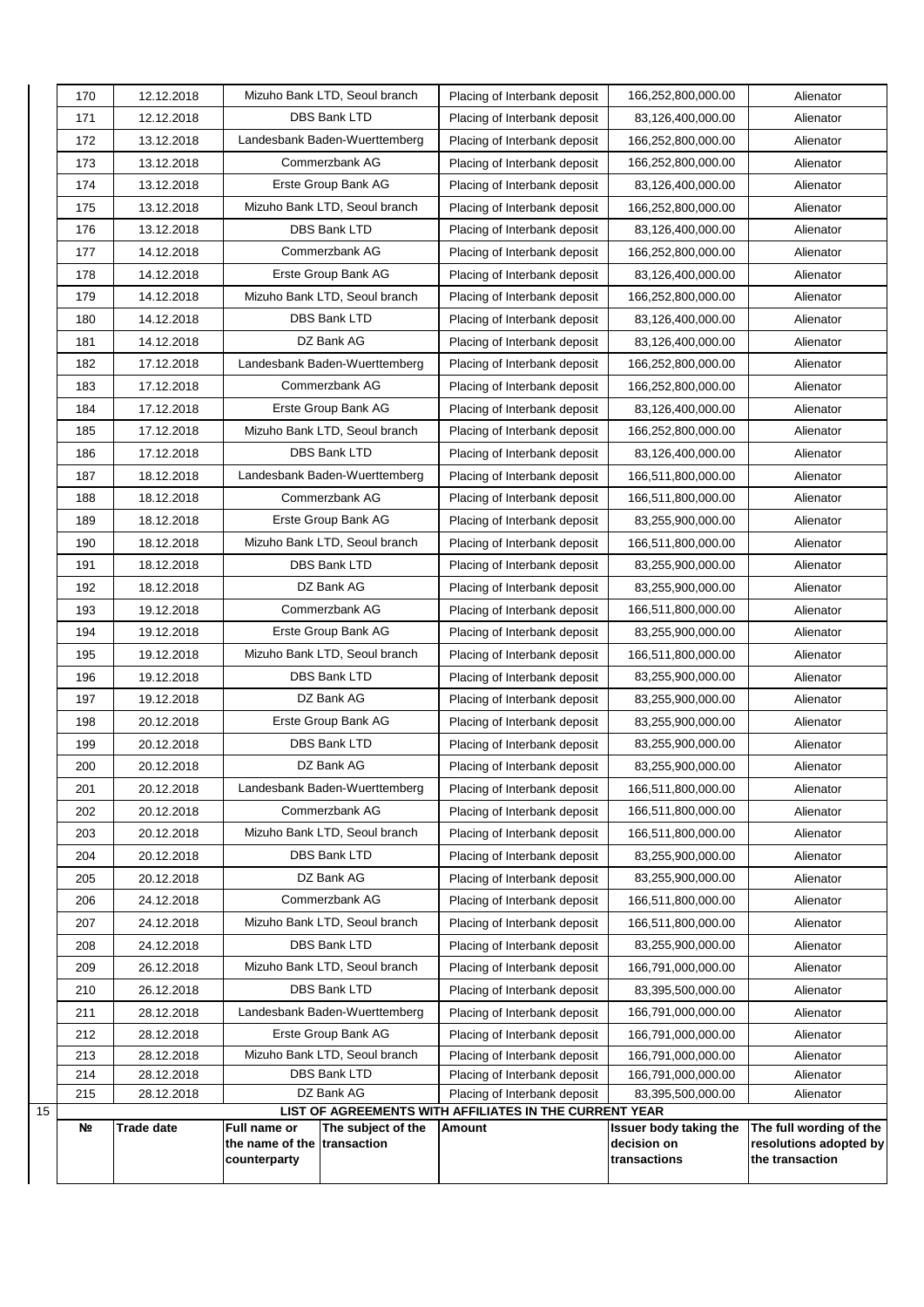| 170 | 12.12.2018 | Mizuho Bank LTD, Seoul branch | Placing of Interbank deposit | 166,252,800,000.00 | Alienator |
|---|---|---|---|---|---|
| 171 | 12.12.2018 | DBS Bank LTD | Placing of Interbank deposit | 83,126,400,000.00 | Alienator |
| 172 | 13.12.2018 | Landesbank Baden-Wuerttemberg | Placing of Interbank deposit | 166,252,800,000.00 | Alienator |
| 173 | 13.12.2018 | Commerzbank AG | Placing of Interbank deposit | 166,252,800,000.00 | Alienator |
| 174 | 13.12.2018 | Erste Group Bank AG | Placing of Interbank deposit | 83,126,400,000.00 | Alienator |
| 175 | 13.12.2018 | Mizuho Bank LTD, Seoul branch | Placing of Interbank deposit | 166,252,800,000.00 | Alienator |
| 176 | 13.12.2018 | DBS Bank LTD | Placing of Interbank deposit | 83,126,400,000.00 | Alienator |
| 177 | 14.12.2018 | Commerzbank AG | Placing of Interbank deposit | 166,252,800,000.00 | Alienator |
| 178 | 14.12.2018 | Erste Group Bank AG | Placing of Interbank deposit | 83,126,400,000.00 | Alienator |
| 179 | 14.12.2018 | Mizuho Bank LTD, Seoul branch | Placing of Interbank deposit | 166,252,800,000.00 | Alienator |
| 180 | 14.12.2018 | DBS Bank LTD | Placing of Interbank deposit | 83,126,400,000.00 | Alienator |
| 181 | 14.12.2018 | DZ Bank AG | Placing of Interbank deposit | 83,126,400,000.00 | Alienator |
| 182 | 17.12.2018 | Landesbank Baden-Wuerttemberg | Placing of Interbank deposit | 166,252,800,000.00 | Alienator |
| 183 | 17.12.2018 | Commerzbank AG | Placing of Interbank deposit | 166,252,800,000.00 | Alienator |
| 184 | 17.12.2018 | Erste Group Bank AG | Placing of Interbank deposit | 83,126,400,000.00 | Alienator |
| 185 | 17.12.2018 | Mizuho Bank LTD, Seoul branch | Placing of Interbank deposit | 166,252,800,000.00 | Alienator |
| 186 | 17.12.2018 | DBS Bank LTD | Placing of Interbank deposit | 83,126,400,000.00 | Alienator |
| 187 | 18.12.2018 | Landesbank Baden-Wuerttemberg | Placing of Interbank deposit | 166,511,800,000.00 | Alienator |
| 188 | 18.12.2018 | Commerzbank AG | Placing of Interbank deposit | 166,511,800,000.00 | Alienator |
| 189 | 18.12.2018 | Erste Group Bank AG | Placing of Interbank deposit | 83,255,900,000.00 | Alienator |
| 190 | 18.12.2018 | Mizuho Bank LTD, Seoul branch | Placing of Interbank deposit | 166,511,800,000.00 | Alienator |
| 191 | 18.12.2018 | DBS Bank LTD | Placing of Interbank deposit | 83,255,900,000.00 | Alienator |
| 192 | 18.12.2018 | DZ Bank AG | Placing of Interbank deposit | 83,255,900,000.00 | Alienator |
| 193 | 19.12.2018 | Commerzbank AG | Placing of Interbank deposit | 166,511,800,000.00 | Alienator |
| 194 | 19.12.2018 | Erste Group Bank AG | Placing of Interbank deposit | 83,255,900,000.00 | Alienator |
| 195 | 19.12.2018 | Mizuho Bank LTD, Seoul branch | Placing of Interbank deposit | 166,511,800,000.00 | Alienator |
| 196 | 19.12.2018 | DBS Bank LTD | Placing of Interbank deposit | 83,255,900,000.00 | Alienator |
| 197 | 19.12.2018 | DZ Bank AG | Placing of Interbank deposit | 83,255,900,000.00 | Alienator |
| 198 | 20.12.2018 | Erste Group Bank AG | Placing of Interbank deposit | 83,255,900,000.00 | Alienator |
| 199 | 20.12.2018 | DBS Bank LTD | Placing of Interbank deposit | 83,255,900,000.00 | Alienator |
| 200 | 20.12.2018 | DZ Bank AG | Placing of Interbank deposit | 83,255,900,000.00 | Alienator |
| 201 | 20.12.2018 | Landesbank Baden-Wuerttemberg | Placing of Interbank deposit | 166,511,800,000.00 | Alienator |
| 202 | 20.12.2018 | Commerzbank AG | Placing of Interbank deposit | 166,511,800,000.00 | Alienator |
| 203 | 20.12.2018 | Mizuho Bank LTD, Seoul branch | Placing of Interbank deposit | 166,511,800,000.00 | Alienator |
| 204 | 20.12.2018 | DBS Bank LTD | Placing of Interbank deposit | 83,255,900,000.00 | Alienator |
| 205 | 20.12.2018 | DZ Bank AG | Placing of Interbank deposit | 83,255,900,000.00 | Alienator |
| 206 | 24.12.2018 | Commerzbank AG | Placing of Interbank deposit | 166,511,800,000.00 | Alienator |
| 207 | 24.12.2018 | Mizuho Bank LTD, Seoul branch | Placing of Interbank deposit | 166,511,800,000.00 | Alienator |
| 208 | 24.12.2018 | DBS Bank LTD | Placing of Interbank deposit | 83,255,900,000.00 | Alienator |
| 209 | 26.12.2018 | Mizuho Bank LTD, Seoul branch | Placing of Interbank deposit | 166,791,000,000.00 | Alienator |
| 210 | 26.12.2018 | DBS Bank LTD | Placing of Interbank deposit | 83,395,500,000.00 | Alienator |
| 211 | 28.12.2018 | Landesbank Baden-Wuerttemberg | Placing of Interbank deposit | 166,791,000,000.00 | Alienator |
| 212 | 28.12.2018 | Erste Group Bank AG | Placing of Interbank deposit | 166,791,000,000.00 | Alienator |
| 213 | 28.12.2018 | Mizuho Bank LTD, Seoul branch | Placing of Interbank deposit | 166,791,000,000.00 | Alienator |
| 214 | 28.12.2018 | DBS Bank LTD | Placing of Interbank deposit | 166,791,000,000.00 | Alienator |
| 215 | 28.12.2018 | DZ Bank AG | Placing of Interbank deposit | 83,395,500,000.00 | Alienator |

15

**LIST OF AGREEMENTS WITH AFFILIATES IN THE CURRENT YEAR**

| № | Trade date | Full name or the name of the counterparty | The subject of the transaction | Amount | Issuer body taking the decision on transactions | The full wording of the resolutions adopted by the transaction |
|---|---|---|---|---|---|---|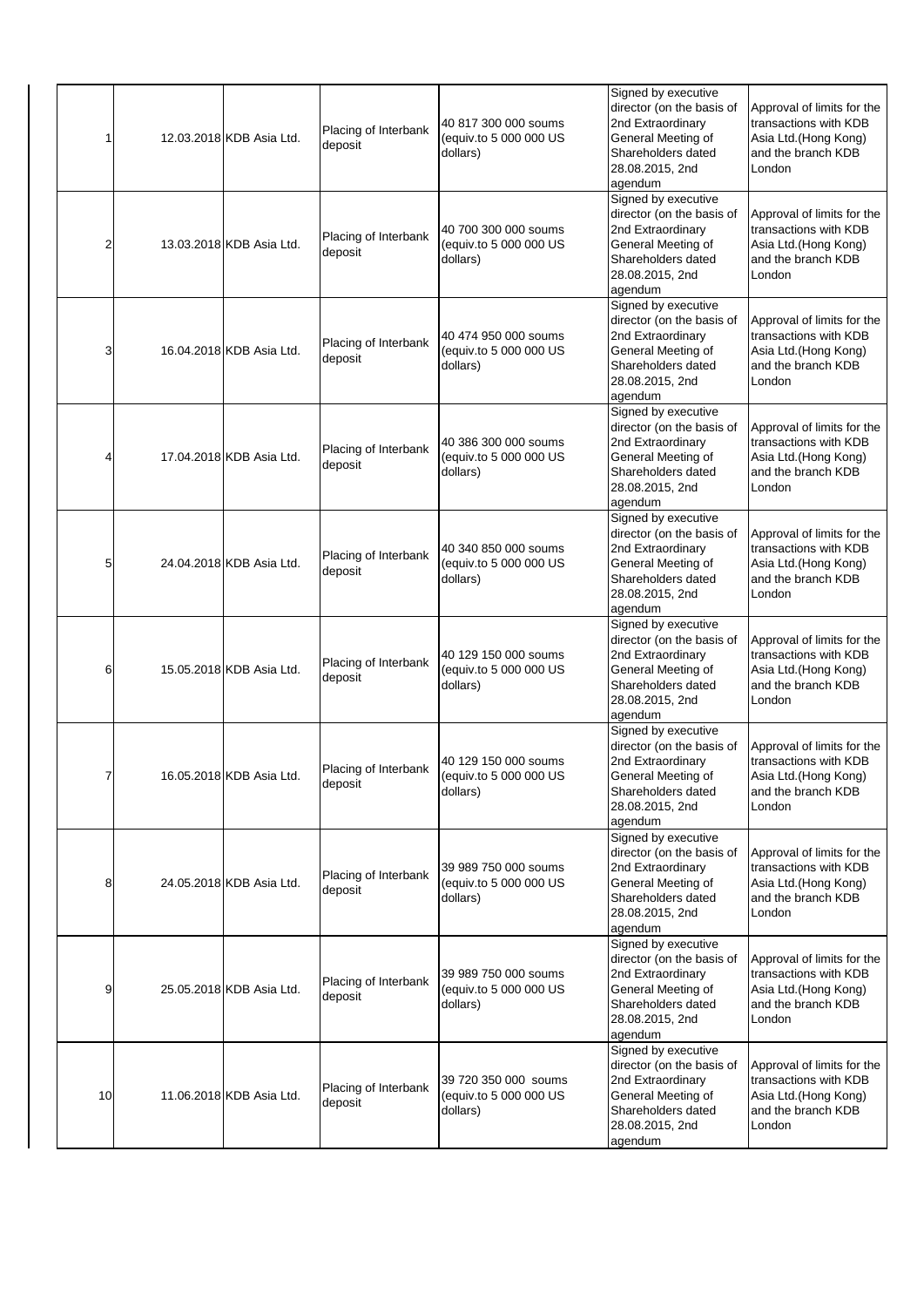| | | | | | | |
|---|---|---|---|---|---|---|
| 1 | 12.03.2018 | KDB Asia Ltd. | Placing of Interbank deposit | 40 817 300 000 soums (equiv.to 5 000 000 US dollars) | Signed by executive director (on the basis of 2nd Extraordinary General Meeting of Shareholders dated 28.08.2015, 2nd agendum | Approval of limits for the transactions with KDB Asia Ltd.(Hong Kong) and the branch KDB London |
| 2 | 13.03.2018 | KDB Asia Ltd. | Placing of Interbank deposit | 40 700 300 000 soums (equiv.to 5 000 000 US dollars) | Signed by executive director (on the basis of 2nd Extraordinary General Meeting of Shareholders dated 28.08.2015, 2nd agendum | Approval of limits for the transactions with KDB Asia Ltd.(Hong Kong) and the branch KDB London |
| 3 | 16.04.2018 | KDB Asia Ltd. | Placing of Interbank deposit | 40 474 950 000 soums (equiv.to 5 000 000 US dollars) | Signed by executive director (on the basis of 2nd Extraordinary General Meeting of Shareholders dated 28.08.2015, 2nd agendum | Approval of limits for the transactions with KDB Asia Ltd.(Hong Kong) and the branch KDB London |
| 4 | 17.04.2018 | KDB Asia Ltd. | Placing of Interbank deposit | 40 386 300 000 soums (equiv.to 5 000 000 US dollars) | Signed by executive director (on the basis of 2nd Extraordinary General Meeting of Shareholders dated 28.08.2015, 2nd agendum | Approval of limits for the transactions with KDB Asia Ltd.(Hong Kong) and the branch KDB London |
| 5 | 24.04.2018 | KDB Asia Ltd. | Placing of Interbank deposit | 40 340 850 000 soums (equiv.to 5 000 000 US dollars) | Signed by executive director (on the basis of 2nd Extraordinary General Meeting of Shareholders dated 28.08.2015, 2nd agendum | Approval of limits for the transactions with KDB Asia Ltd.(Hong Kong) and the branch KDB London |
| 6 | 15.05.2018 | KDB Asia Ltd. | Placing of Interbank deposit | 40 129 150 000 soums (equiv.to 5 000 000 US dollars) | Signed by executive director (on the basis of 2nd Extraordinary General Meeting of Shareholders dated 28.08.2015, 2nd agendum | Approval of limits for the transactions with KDB Asia Ltd.(Hong Kong) and the branch KDB London |
| 7 | 16.05.2018 | KDB Asia Ltd. | Placing of Interbank deposit | 40 129 150 000 soums (equiv.to 5 000 000 US dollars) | Signed by executive director (on the basis of 2nd Extraordinary General Meeting of Shareholders dated 28.08.2015, 2nd agendum | Approval of limits for the transactions with KDB Asia Ltd.(Hong Kong) and the branch KDB London |
| 8 | 24.05.2018 | KDB Asia Ltd. | Placing of Interbank deposit | 39 989 750 000 soums (equiv.to 5 000 000 US dollars) | Signed by executive director (on the basis of 2nd Extraordinary General Meeting of Shareholders dated 28.08.2015, 2nd agendum | Approval of limits for the transactions with KDB Asia Ltd.(Hong Kong) and the branch KDB London |
| 9 | 25.05.2018 | KDB Asia Ltd. | Placing of Interbank deposit | 39 989 750 000 soums (equiv.to 5 000 000 US dollars) | Signed by executive director (on the basis of 2nd Extraordinary General Meeting of Shareholders dated 28.08.2015, 2nd agendum | Approval of limits for the transactions with KDB Asia Ltd.(Hong Kong) and the branch KDB London |
| 10 | 11.06.2018 | KDB Asia Ltd. | Placing of Interbank deposit | 39 720 350 000 soums (equiv.to 5 000 000 US dollars) | Signed by executive director (on the basis of 2nd Extraordinary General Meeting of Shareholders dated 28.08.2015, 2nd agendum | Approval of limits for the transactions with KDB Asia Ltd.(Hong Kong) and the branch KDB London |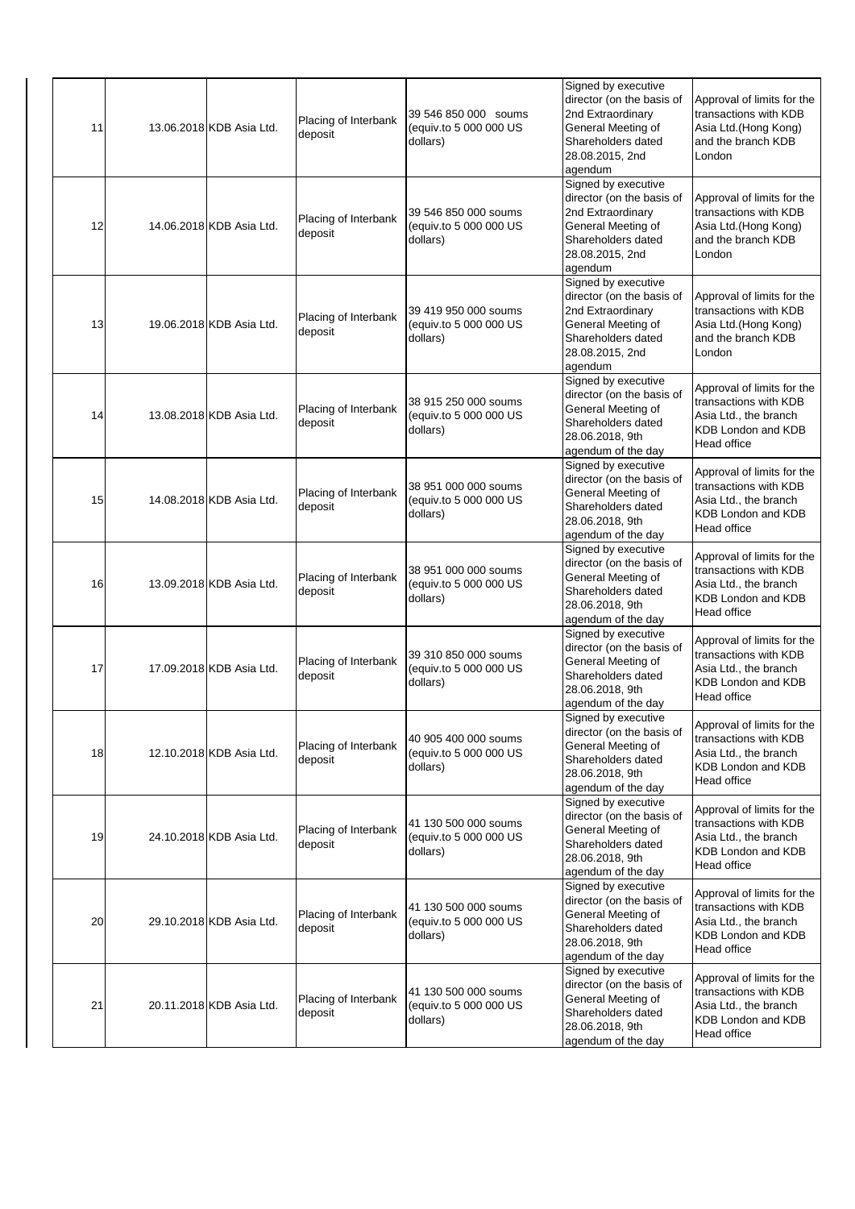| 11 | 13.06.2018 | KDB Asia Ltd. | Placing of Interbank deposit | 39 546 850 000 soums (equiv.to 5 000 000 US dollars) | Signed by executive director (on the basis of 2nd Extraordinary General Meeting of Shareholders dated 28.08.2015, 2nd agendum | Approval of limits for the transactions with KDB Asia Ltd.(Hong Kong) and the branch KDB London |
|---|---|---|---|---|---|---|
| 12 | 14.06.2018 | KDB Asia Ltd. | Placing of Interbank deposit | 39 546 850 000 soums (equiv.to 5 000 000 US dollars) | Signed by executive director (on the basis of 2nd Extraordinary General Meeting of Shareholders dated 28.08.2015, 2nd agendum | Approval of limits for the transactions with KDB Asia Ltd.(Hong Kong) and the branch KDB London |
| 13 | 19.06.2018 | KDB Asia Ltd. | Placing of Interbank deposit | 39 419 950 000 soums (equiv.to 5 000 000 US dollars) | Signed by executive director (on the basis of 2nd Extraordinary General Meeting of Shareholders dated 28.08.2015, 2nd agendum | Approval of limits for the transactions with KDB Asia Ltd.(Hong Kong) and the branch KDB London |
| 14 | 13.08.2018 | KDB Asia Ltd. | Placing of Interbank deposit | 38 915 250 000 soums (equiv.to 5 000 000 US dollars) | Signed by executive director (on the basis of General Meeting of Shareholders dated 28.06.2018, 9th agendum of the day | Approval of limits for the transactions with KDB Asia Ltd., the branch KDB London and KDB Head office |
| 15 | 14.08.2018 | KDB Asia Ltd. | Placing of Interbank deposit | 38 951 000 000 soums (equiv.to 5 000 000 US dollars) | Signed by executive director (on the basis of General Meeting of Shareholders dated 28.06.2018, 9th agendum of the day | Approval of limits for the transactions with KDB Asia Ltd., the branch KDB London and KDB Head office |
| 16 | 13.09.2018 | KDB Asia Ltd. | Placing of Interbank deposit | 38 951 000 000 soums (equiv.to 5 000 000 US dollars) | Signed by executive director (on the basis of General Meeting of Shareholders dated 28.06.2018, 9th agendum of the day | Approval of limits for the transactions with KDB Asia Ltd., the branch KDB London and KDB Head office |
| 17 | 17.09.2018 | KDB Asia Ltd. | Placing of Interbank deposit | 39 310 850 000 soums (equiv.to 5 000 000 US dollars) | Signed by executive director (on the basis of General Meeting of Shareholders dated 28.06.2018, 9th agendum of the day | Approval of limits for the transactions with KDB Asia Ltd., the branch KDB London and KDB Head office |
| 18 | 12.10.2018 | KDB Asia Ltd. | Placing of Interbank deposit | 40 905 400 000 soums (equiv.to 5 000 000 US dollars) | Signed by executive director (on the basis of General Meeting of Shareholders dated 28.06.2018, 9th agendum of the day | Approval of limits for the transactions with KDB Asia Ltd., the branch KDB London and KDB Head office |
| 19 | 24.10.2018 | KDB Asia Ltd. | Placing of Interbank deposit | 41 130 500 000 soums (equiv.to 5 000 000 US dollars) | Signed by executive director (on the basis of General Meeting of Shareholders dated 28.06.2018, 9th agendum of the day | Approval of limits for the transactions with KDB Asia Ltd., the branch KDB London and KDB Head office |
| 20 | 29.10.2018 | KDB Asia Ltd. | Placing of Interbank deposit | 41 130 500 000 soums (equiv.to 5 000 000 US dollars) | Signed by executive director (on the basis of General Meeting of Shareholders dated 28.06.2018, 9th agendum of the day | Approval of limits for the transactions with KDB Asia Ltd., the branch KDB London and KDB Head office |
| 21 | 20.11.2018 | KDB Asia Ltd. | Placing of Interbank deposit | 41 130 500 000 soums (equiv.to 5 000 000 US dollars) | Signed by executive director (on the basis of General Meeting of Shareholders dated 28.06.2018, 9th agendum of the day | Approval of limits for the transactions with KDB Asia Ltd., the branch KDB London and KDB Head office |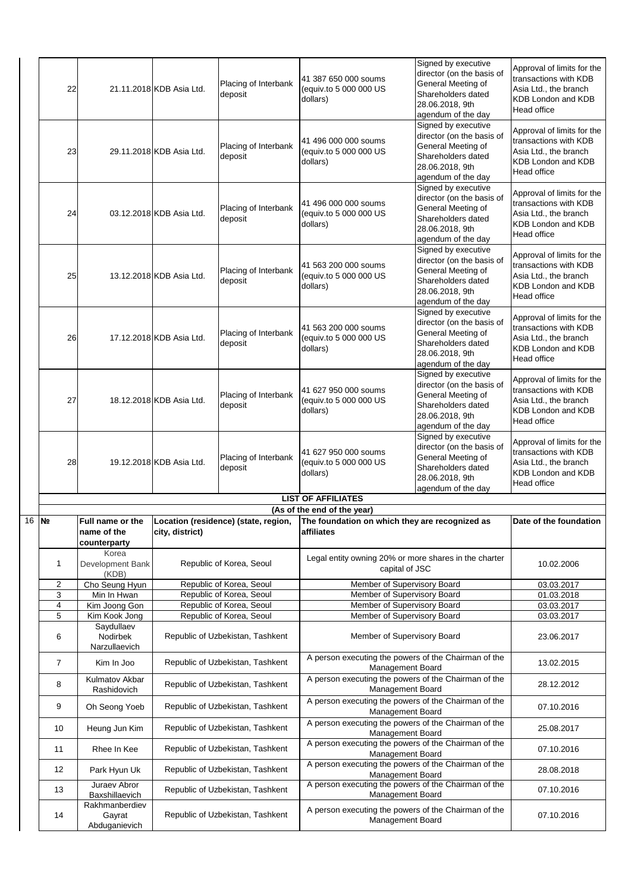| 22 | 21.11.2018 | KDB Asia Ltd. | Placing of Interbank deposit | 41 387 650 000 soums (equiv.to 5 000 000 US dollars) | Signed by executive director (on the basis of General Meeting of Shareholders dated 28.06.2018, 9th agendum of the day | Approval of limits for the transactions with KDB Asia Ltd., the branch KDB London and KDB Head office |
|---|---|---|---|---|---|---|
| 23 | 29.11.2018 | KDB Asia Ltd. | Placing of Interbank deposit | 41 496 000 000 soums (equiv.to 5 000 000 US dollars) | Signed by executive director (on the basis of General Meeting of Shareholders dated 28.06.2018, 9th agendum of the day | Approval of limits for the transactions with KDB Asia Ltd., the branch KDB London and KDB Head office |
| 24 | 03.12.2018 | KDB Asia Ltd. | Placing of Interbank deposit | 41 496 000 000 soums (equiv.to 5 000 000 US dollars) | Signed by executive director (on the basis of General Meeting of Shareholders dated 28.06.2018, 9th agendum of the day | Approval of limits for the transactions with KDB Asia Ltd., the branch KDB London and KDB Head office |
| 25 | 13.12.2018 | KDB Asia Ltd. | Placing of Interbank deposit | 41 563 200 000 soums (equiv.to 5 000 000 US dollars) | Signed by executive director (on the basis of General Meeting of Shareholders dated 28.06.2018, 9th agendum of the day | Approval of limits for the transactions with KDB Asia Ltd., the branch KDB London and KDB Head office |
| 26 | 17.12.2018 | KDB Asia Ltd. | Placing of Interbank deposit | 41 563 200 000 soums (equiv.to 5 000 000 US dollars) | Signed by executive director (on the basis of General Meeting of Shareholders dated 28.06.2018, 9th agendum of the day | Approval of limits for the transactions with KDB Asia Ltd., the branch KDB London and KDB Head office |
| 27 | 18.12.2018 | KDB Asia Ltd. | Placing of Interbank deposit | 41 627 950 000 soums (equiv.to 5 000 000 US dollars) | Signed by executive director (on the basis of General Meeting of Shareholders dated 28.06.2018, 9th agendum of the day | Approval of limits for the transactions with KDB Asia Ltd., the branch KDB London and KDB Head office |
| 28 | 19.12.2018 | KDB Asia Ltd. | Placing of Interbank deposit | 41 627 950 000 soums (equiv.to 5 000 000 US dollars) | Signed by executive director (on the basis of General Meeting of Shareholders dated 28.06.2018, 9th agendum of the day | Approval of limits for the transactions with KDB Asia Ltd., the branch KDB London and KDB Head office |

**LIST OF AFFILIATES**

**(As of the end of the year)**

16

| № | Full name or the name of the counterparty | Location (residence) (state, region, city, district) | The foundation on which they are recognized as affiliates | Date of the foundation |
|---|---|---|---|---|
| 1 | Korea Development Bank (KDB) | Republic of Korea, Seoul | Legal entity owning 20% or more shares in the charter capital of JSC | 10.02.2006 |
| 2 | Cho Seung Hyun | Republic of Korea, Seoul | Member of Supervisory Board | 03.03.2017 |
| 3 | Min In Hwan | Republic of Korea, Seoul | Member of Supervisory Board | 01.03.2018 |
| 4 | Kim Joong Gon | Republic of Korea, Seoul | Member of Supervisory Board | 03.03.2017 |
| 5 | Kim Kook Jong | Republic of Korea, Seoul | Member of Supervisory Board | 03.03.2017 |
| 6 | Saydullaev Nodirbek Narzullaevich | Republic of Uzbekistan, Tashkent | Member of Supervisory Board | 23.06.2017 |
| 7 | Kim In Joo | Republic of Uzbekistan, Tashkent | A person executing the powers of the Chairman of the Management Board | 13.02.2015 |
| 8 | Kulmatov Akbar Rashidovich | Republic of Uzbekistan, Tashkent | A person executing the powers of the Chairman of the Management Board | 28.12.2012 |
| 9 | Oh Seong Yoeb | Republic of Uzbekistan, Tashkent | A person executing the powers of the Chairman of the Management Board | 07.10.2016 |
| 10 | Heung Jun Kim | Republic of Uzbekistan, Tashkent | A person executing the powers of the Chairman of the Management Board | 25.08.2017 |
| 11 | Rhee In Kee | Republic of Uzbekistan, Tashkent | A person executing the powers of the Chairman of the Management Board | 07.10.2016 |
| 12 | Park Hyun Uk | Republic of Uzbekistan, Tashkent | A person executing the powers of the Chairman of the Management Board | 28.08.2018 |
| 13 | Juraev Abror Baxshillaevich | Republic of Uzbekistan, Tashkent | A person executing the powers of the Chairman of the Management Board | 07.10.2016 |
| 14 | Rakhmanberdiev Gayrat Abduganievich | Republic of Uzbekistan, Tashkent | A person executing the powers of the Chairman of the Management Board | 07.10.2016 |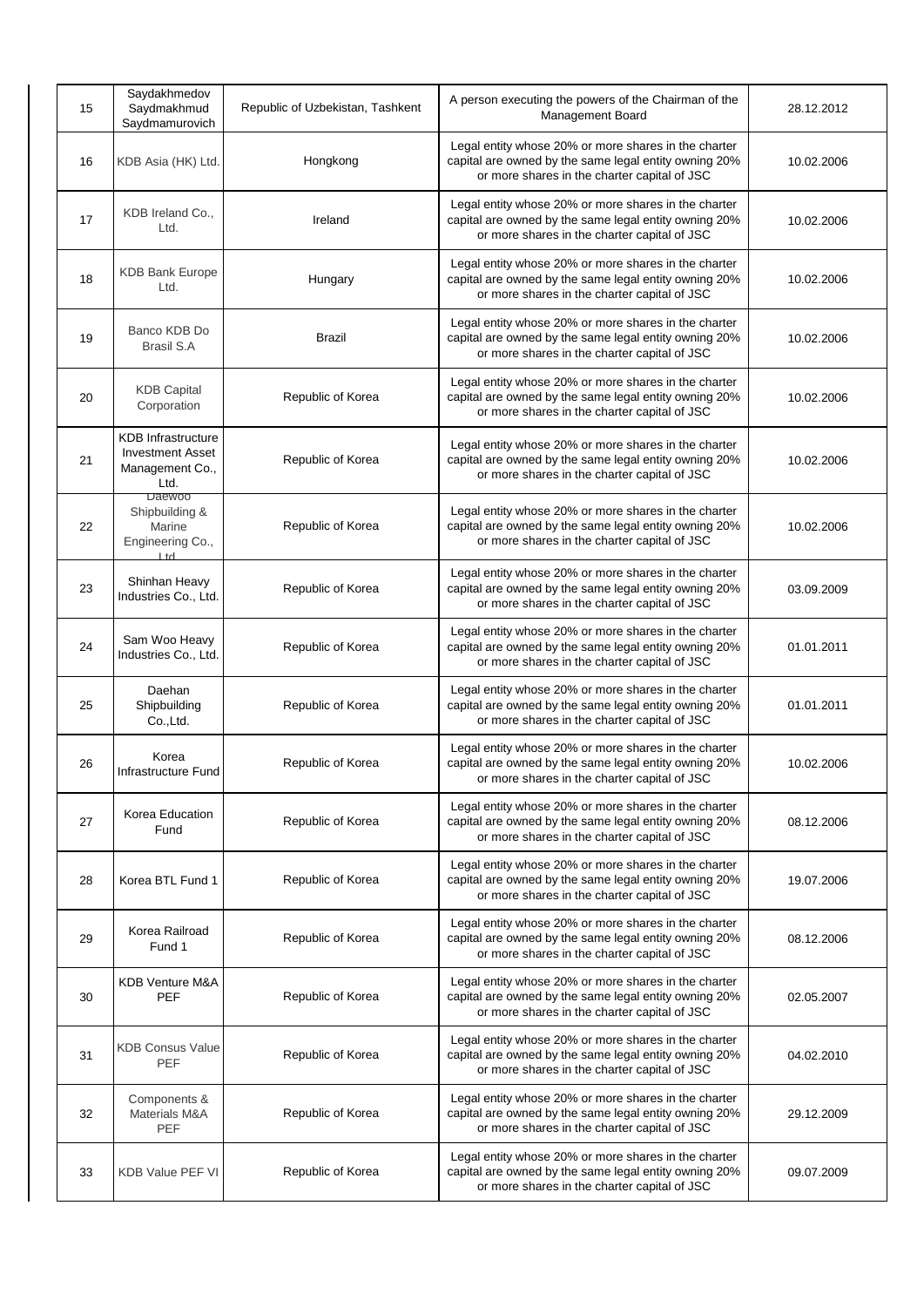| 15 | Saydakhmedov Saydmakhmud Saydmamurovich | Republic of Uzbekistan, Tashkent | A person executing the powers of the Chairman of the Management Board | 28.12.2012 |
|---|---|---|---|---|
| 16 | KDB Asia (HK) Ltd. | Hongkong | Legal entity whose 20% or more shares in the charter capital are owned by the same legal entity owning 20% or more shares in the charter capital of JSC | 10.02.2006 |
| 17 | KDB Ireland Co., Ltd. | Ireland | Legal entity whose 20% or more shares in the charter capital are owned by the same legal entity owning 20% or more shares in the charter capital of JSC | 10.02.2006 |
| 18 | KDB Bank Europe Ltd. | Hungary | Legal entity whose 20% or more shares in the charter capital are owned by the same legal entity owning 20% or more shares in the charter capital of JSC | 10.02.2006 |
| 19 | Banco KDB Do Brasil S.A | Brazil | Legal entity whose 20% or more shares in the charter capital are owned by the same legal entity owning 20% or more shares in the charter capital of JSC | 10.02.2006 |
| 20 | KDB Capital Corporation | Republic of Korea | Legal entity whose 20% or more shares in the charter capital are owned by the same legal entity owning 20% or more shares in the charter capital of JSC | 10.02.2006 |
| 21 | KDB Infrastructure Investment Asset Management Co., Ltd. | Republic of Korea | Legal entity whose 20% or more shares in the charter capital are owned by the same legal entity owning 20% or more shares in the charter capital of JSC | 10.02.2006 |
| 22 | Daewoo Shipbuilding & Marine Engineering Co., Ltd | Republic of Korea | Legal entity whose 20% or more shares in the charter capital are owned by the same legal entity owning 20% or more shares in the charter capital of JSC | 10.02.2006 |
| 23 | Shinhan Heavy Industries Co., Ltd. | Republic of Korea | Legal entity whose 20% or more shares in the charter capital are owned by the same legal entity owning 20% or more shares in the charter capital of JSC | 03.09.2009 |
| 24 | Sam Woo Heavy Industries Co., Ltd. | Republic of Korea | Legal entity whose 20% or more shares in the charter capital are owned by the same legal entity owning 20% or more shares in the charter capital of JSC | 01.01.2011 |
| 25 | Daehan Shipbuilding Co.,Ltd. | Republic of Korea | Legal entity whose 20% or more shares in the charter capital are owned by the same legal entity owning 20% or more shares in the charter capital of JSC | 01.01.2011 |
| 26 | Korea Infrastructure Fund | Republic of Korea | Legal entity whose 20% or more shares in the charter capital are owned by the same legal entity owning 20% or more shares in the charter capital of JSC | 10.02.2006 |
| 27 | Korea Education Fund | Republic of Korea | Legal entity whose 20% or more shares in the charter capital are owned by the same legal entity owning 20% or more shares in the charter capital of JSC | 08.12.2006 |
| 28 | Korea BTL Fund 1 | Republic of Korea | Legal entity whose 20% or more shares in the charter capital are owned by the same legal entity owning 20% or more shares in the charter capital of JSC | 19.07.2006 |
| 29 | Korea Railroad Fund 1 | Republic of Korea | Legal entity whose 20% or more shares in the charter capital are owned by the same legal entity owning 20% or more shares in the charter capital of JSC | 08.12.2006 |
| 30 | KDB Venture M&A PEF | Republic of Korea | Legal entity whose 20% or more shares in the charter capital are owned by the same legal entity owning 20% or more shares in the charter capital of JSC | 02.05.2007 |
| 31 | KDB Consus Value PEF | Republic of Korea | Legal entity whose 20% or more shares in the charter capital are owned by the same legal entity owning 20% or more shares in the charter capital of JSC | 04.02.2010 |
| 32 | Components & Materials M&A PEF | Republic of Korea | Legal entity whose 20% or more shares in the charter capital are owned by the same legal entity owning 20% or more shares in the charter capital of JSC | 29.12.2009 |
| 33 | KDB Value PEF VI | Republic of Korea | Legal entity whose 20% or more shares in the charter capital are owned by the same legal entity owning 20% or more shares in the charter capital of JSC | 09.07.2009 |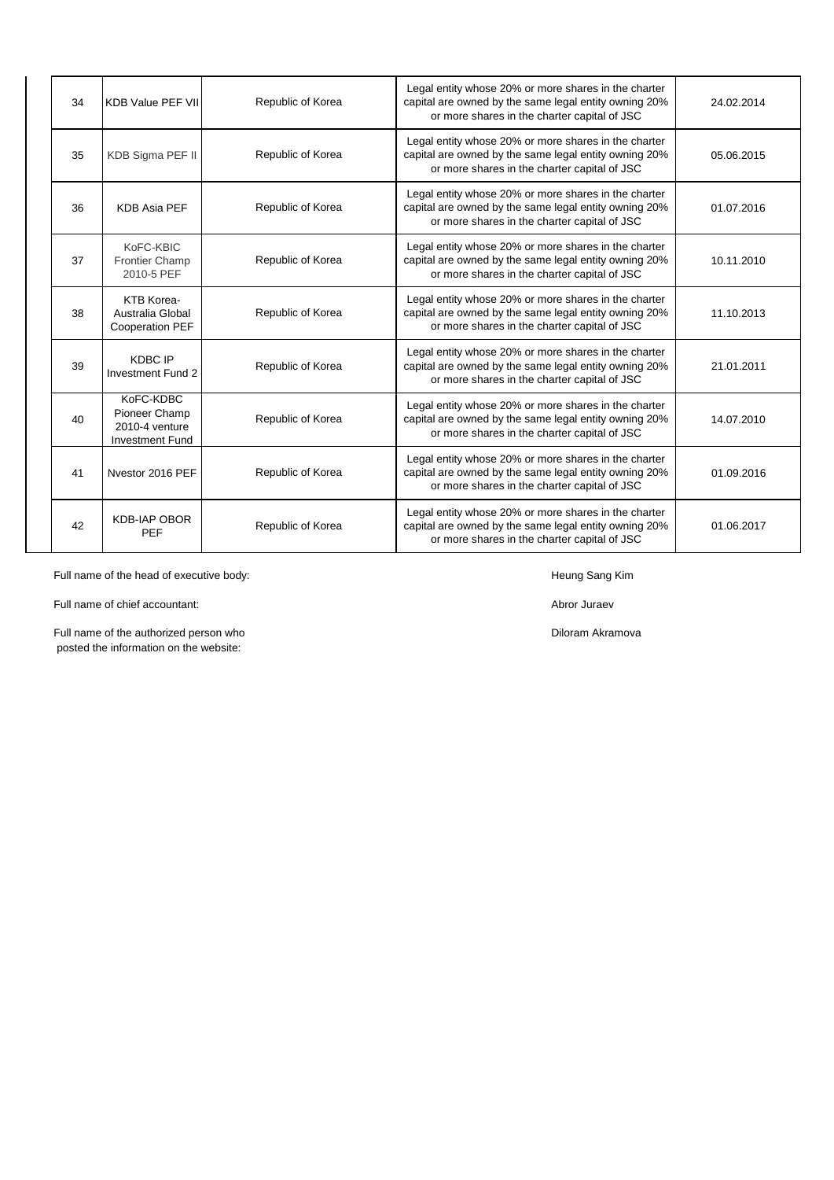| | | | | |
|---|---|---|---|---|
| 34 | KDB Value PEF VII | Republic of Korea | Legal entity whose 20% or more shares in the charter capital are owned by the same legal entity owning 20% or more shares in the charter capital of JSC | 24.02.2014 |
| 35 | KDB Sigma PEF II | Republic of Korea | Legal entity whose 20% or more shares in the charter capital are owned by the same legal entity owning 20% or more shares in the charter capital of JSC | 05.06.2015 |
| 36 | KDB Asia PEF | Republic of Korea | Legal entity whose 20% or more shares in the charter capital are owned by the same legal entity owning 20% or more shares in the charter capital of JSC | 01.07.2016 |
| 37 | KoFC-KBIC Frontier Champ 2010-5 PEF | Republic of Korea | Legal entity whose 20% or more shares in the charter capital are owned by the same legal entity owning 20% or more shares in the charter capital of JSC | 10.11.2010 |
| 38 | KTB Korea-Australia Global Cooperation PEF | Republic of Korea | Legal entity whose 20% or more shares in the charter capital are owned by the same legal entity owning 20% or more shares in the charter capital of JSC | 11.10.2013 |
| 39 | KDBC IP Investment Fund 2 | Republic of Korea | Legal entity whose 20% or more shares in the charter capital are owned by the same legal entity owning 20% or more shares in the charter capital of JSC | 21.01.2011 |
| 40 | KoFC-KDBC Pioneer Champ 2010-4 venture Investment Fund | Republic of Korea | Legal entity whose 20% or more shares in the charter capital are owned by the same legal entity owning 20% or more shares in the charter capital of JSC | 14.07.2010 |
| 41 | Nvestor 2016 PEF | Republic of Korea | Legal entity whose 20% or more shares in the charter capital are owned by the same legal entity owning 20% or more shares in the charter capital of JSC | 01.09.2016 |
| 42 | KDB-IAP OBOR PEF | Republic of Korea | Legal entity whose 20% or more shares in the charter capital are owned by the same legal entity owning 20% or more shares in the charter capital of JSC | 01.06.2017 |

Full name of the head of executive body: Heung Sang Kim

Full name of chief accountant: Abror Juraev

Full name of the authorized person who posted the information on the website: Diloram Akramova